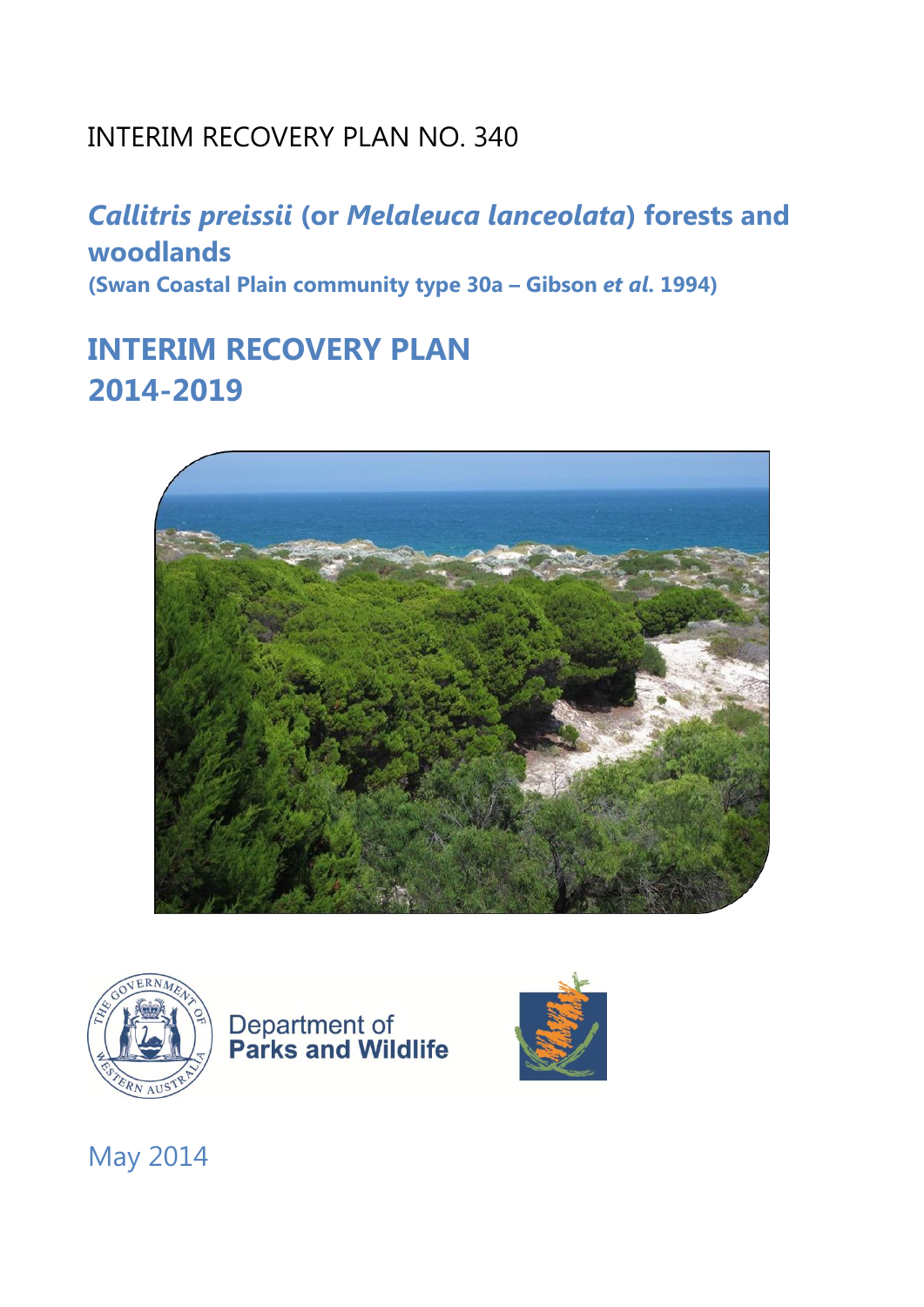INTERIM RECOVERY PLAN NO. 340

# *Callitris preissii* (or *Melaleuca lanceolata*) forests and woodlands

**(Swan Coastal Plain community type 30a – Gibson *et al*. 1994)**

# INTERIM RECOVERY PLAN 2014-2019

Department of Parks and Wildlife

May 2014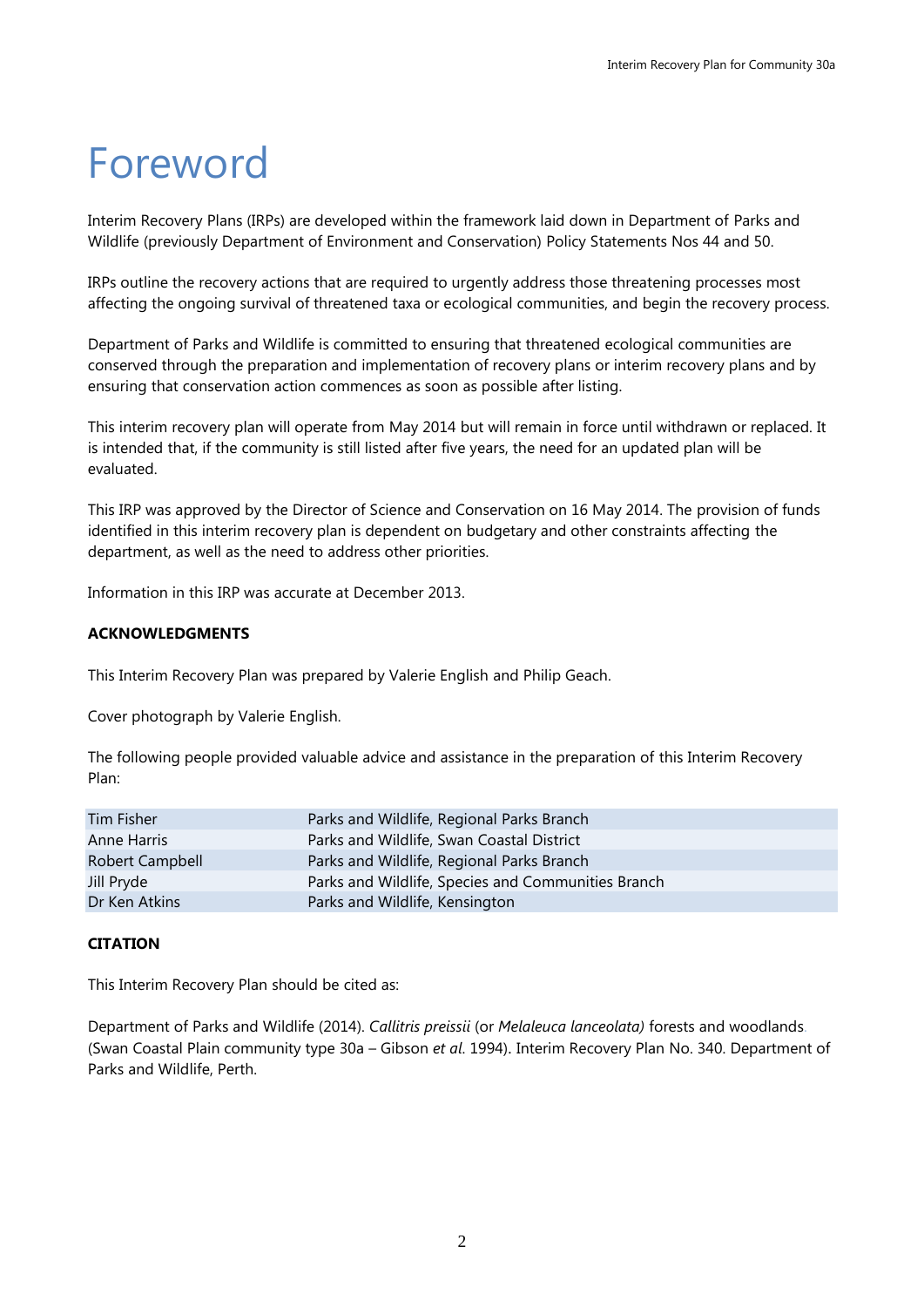# Foreword

Interim Recovery Plans (IRPs) are developed within the framework laid down in Department of Parks and Wildlife (previously Department of Environment and Conservation) Policy Statements Nos 44 and 50.

IRPs outline the recovery actions that are required to urgently address those threatening processes most affecting the ongoing survival of threatened taxa or ecological communities, and begin the recovery process.

Department of Parks and Wildlife is committed to ensuring that threatened ecological communities are conserved through the preparation and implementation of recovery plans or interim recovery plans and by ensuring that conservation action commences as soon as possible after listing.

This interim recovery plan will operate from May 2014 but will remain in force until withdrawn or replaced. It is intended that, if the community is still listed after five years, the need for an updated plan will be evaluated.

This IRP was approved by the Director of Science and Conservation on 16 May 2014. The provision of funds identified in this interim recovery plan is dependent on budgetary and other constraints affecting the department, as well as the need to address other priorities.

Information in this IRP was accurate at December 2013.

**ACKNOWLEDGMENTS**

This Interim Recovery Plan was prepared by Valerie English and Philip Geach.

Cover photograph by Valerie English.

The following people provided valuable advice and assistance in the preparation of this Interim Recovery Plan:

| | |
|---|---|
| Tim Fisher | Parks and Wildlife, Regional Parks Branch |
| Anne Harris | Parks and Wildlife, Swan Coastal District |
| Robert Campbell | Parks and Wildlife, Regional Parks Branch |
| Jill Pryde | Parks and Wildlife, Species and Communities Branch |
| Dr Ken Atkins | Parks and Wildlife, Kensington |

**CITATION**

This Interim Recovery Plan should be cited as:

Department of Parks and Wildlife (2014). *Callitris preissii* (or *Melaleuca lanceolata)* forests and woodlands. (Swan Coastal Plain community type 30a – Gibson *et al*. 1994). Interim Recovery Plan No. 340. Department of Parks and Wildlife, Perth.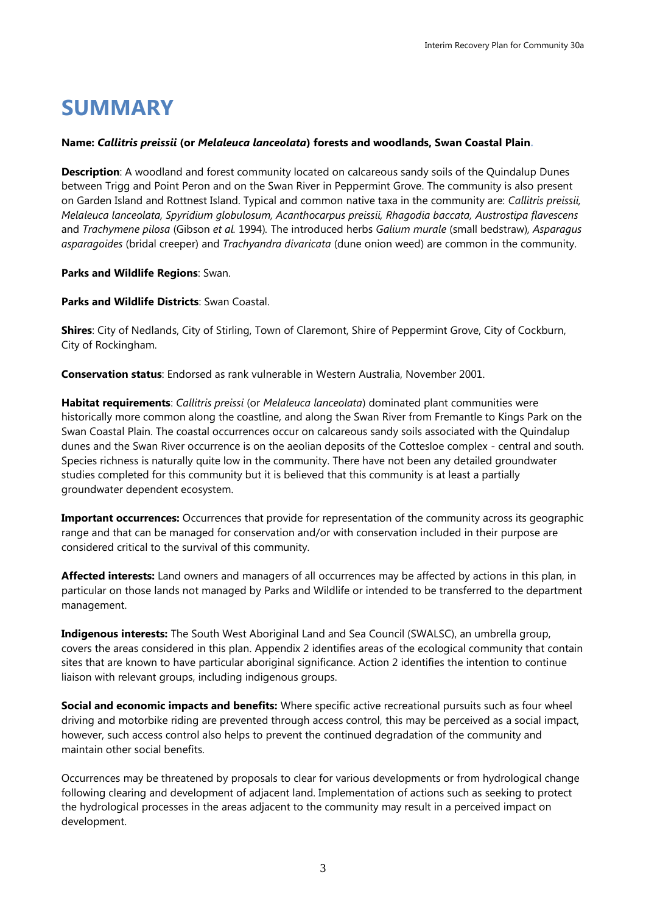# SUMMARY

**Name: *Callitris preissii* (or *Melaleuca lanceolata*) forests and woodlands, Swan Coastal Plain.**

**Description**: A woodland and forest community located on calcareous sandy soils of the Quindalup Dunes between Trigg and Point Peron and on the Swan River in Peppermint Grove. The community is also present on Garden Island and Rottnest Island. Typical and common native taxa in the community are: *Callitris preissii, Melaleuca lanceolata, Spyridium globulosum, Acanthocarpus preissii, Rhagodia baccata, Austrostipa flavescens* and *Trachymene pilosa* (Gibson *et al.* 1994). The introduced herbs *Galium murale* (small bedstraw), *Asparagus asparagoides* (bridal creeper) and *Trachyandra divaricata* (dune onion weed) are common in the community.

**Parks and Wildlife Regions**: Swan.

**Parks and Wildlife Districts**: Swan Coastal.

**Shires**: City of Nedlands, City of Stirling, Town of Claremont, Shire of Peppermint Grove, City of Cockburn, City of Rockingham.

**Conservation status**: Endorsed as rank vulnerable in Western Australia, November 2001.

**Habitat requirements**: *Callitris preissi* (or *Melaleuca lanceolata*) dominated plant communities were historically more common along the coastline, and along the Swan River from Fremantle to Kings Park on the Swan Coastal Plain. The coastal occurrences occur on calcareous sandy soils associated with the Quindalup dunes and the Swan River occurrence is on the aeolian deposits of the Cottesloe complex - central and south. Species richness is naturally quite low in the community. There have not been any detailed groundwater studies completed for this community but it is believed that this community is at least a partially groundwater dependent ecosystem.

**Important occurrences:** Occurrences that provide for representation of the community across its geographic range and that can be managed for conservation and/or with conservation included in their purpose are considered critical to the survival of this community.

**Affected interests:** Land owners and managers of all occurrences may be affected by actions in this plan, in particular on those lands not managed by Parks and Wildlife or intended to be transferred to the department management.

**Indigenous interests:** The South West Aboriginal Land and Sea Council (SWALSC), an umbrella group, covers the areas considered in this plan. Appendix 2 identifies areas of the ecological community that contain sites that are known to have particular aboriginal significance. Action 2 identifies the intention to continue liaison with relevant groups, including indigenous groups.

**Social and economic impacts and benefits:** Where specific active recreational pursuits such as four wheel driving and motorbike riding are prevented through access control, this may be perceived as a social impact, however, such access control also helps to prevent the continued degradation of the community and maintain other social benefits.

Occurrences may be threatened by proposals to clear for various developments or from hydrological change following clearing and development of adjacent land. Implementation of actions such as seeking to protect the hydrological processes in the areas adjacent to the community may result in a perceived impact on development.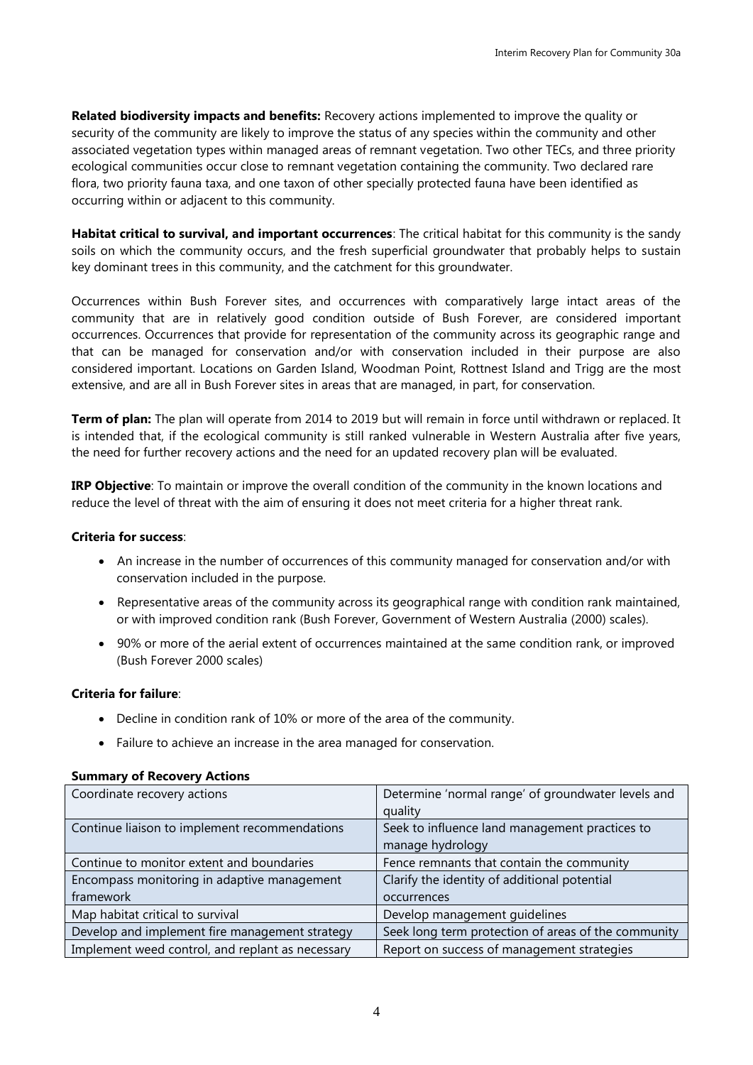**Related biodiversity impacts and benefits:** Recovery actions implemented to improve the quality or security of the community are likely to improve the status of any species within the community and other associated vegetation types within managed areas of remnant vegetation. Two other TECs, and three priority ecological communities occur close to remnant vegetation containing the community. Two declared rare flora, two priority fauna taxa, and one taxon of other specially protected fauna have been identified as occurring within or adjacent to this community.

**Habitat critical to survival, and important occurrences**: The critical habitat for this community is the sandy soils on which the community occurs, and the fresh superficial groundwater that probably helps to sustain key dominant trees in this community, and the catchment for this groundwater.

Occurrences within Bush Forever sites, and occurrences with comparatively large intact areas of the community that are in relatively good condition outside of Bush Forever, are considered important occurrences. Occurrences that provide for representation of the community across its geographic range and that can be managed for conservation and/or with conservation included in their purpose are also considered important. Locations on Garden Island, Woodman Point, Rottnest Island and Trigg are the most extensive, and are all in Bush Forever sites in areas that are managed, in part, for conservation.

**Term of plan:** The plan will operate from 2014 to 2019 but will remain in force until withdrawn or replaced. It is intended that, if the ecological community is still ranked vulnerable in Western Australia after five years, the need for further recovery actions and the need for an updated recovery plan will be evaluated.

**IRP Objective**: To maintain or improve the overall condition of the community in the known locations and reduce the level of threat with the aim of ensuring it does not meet criteria for a higher threat rank.

**Criteria for success**:

- An increase in the number of occurrences of this community managed for conservation and/or with conservation included in the purpose.
- Representative areas of the community across its geographical range with condition rank maintained, or with improved condition rank (Bush Forever, Government of Western Australia (2000) scales).
- 90% or more of the aerial extent of occurrences maintained at the same condition rank, or improved (Bush Forever 2000 scales)

**Criteria for failure**:

- Decline in condition rank of 10% or more of the area of the community.
- Failure to achieve an increase in the area managed for conservation.

**Summary of Recovery Actions**

| | |
|---|---|
| Coordinate recovery actions | Determine 'normal range' of groundwater levels and quality |
| Continue liaison to implement recommendations | Seek to influence land management practices to manage hydrology |
| Continue to monitor extent and boundaries | Fence remnants that contain the community |
| Encompass monitoring in adaptive management framework | Clarify the identity of additional potential occurrences |
| Map habitat critical to survival | Develop management guidelines |
| Develop and implement fire management strategy | Seek long term protection of areas of the community |
| Implement weed control, and replant as necessary | Report on success of management strategies |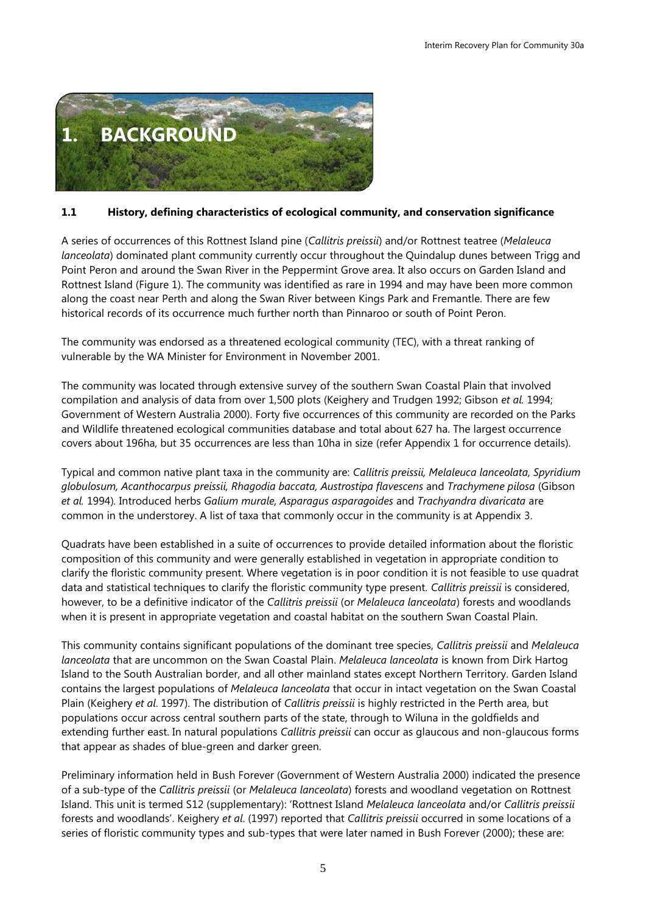# 1. BACKGROUND

### 1.1 History, defining characteristics of ecological community, and conservation significance

A series of occurrences of this Rottnest Island pine (*Callitris preissii*) and/or Rottnest teatree (*Melaleuca lanceolata*) dominated plant community currently occur throughout the Quindalup dunes between Trigg and Point Peron and around the Swan River in the Peppermint Grove area. It also occurs on Garden Island and Rottnest Island (Figure 1). The community was identified as rare in 1994 and may have been more common along the coast near Perth and along the Swan River between Kings Park and Fremantle. There are few historical records of its occurrence much further north than Pinnaroo or south of Point Peron.

The community was endorsed as a threatened ecological community (TEC), with a threat ranking of vulnerable by the WA Minister for Environment in November 2001.

The community was located through extensive survey of the southern Swan Coastal Plain that involved compilation and analysis of data from over 1,500 plots (Keighery and Trudgen 1992; Gibson *et al.* 1994; Government of Western Australia 2000). Forty five occurrences of this community are recorded on the Parks and Wildlife threatened ecological communities database and total about 627 ha. The largest occurrence covers about 196ha, but 35 occurrences are less than 10ha in size (refer Appendix 1 for occurrence details).

Typical and common native plant taxa in the community are: *Callitris preissii, Melaleuca lanceolata, Spyridium globulosum, Acanthocarpus preissii, Rhagodia baccata, Austrostipa flavescens* and *Trachymene pilosa* (Gibson *et al.* 1994). Introduced herbs *Galium murale, Asparagus asparagoides* and *Trachyandra divaricata* are common in the understorey. A list of taxa that commonly occur in the community is at Appendix 3.

Quadrats have been established in a suite of occurrences to provide detailed information about the floristic composition of this community and were generally established in vegetation in appropriate condition to clarify the floristic community present. Where vegetation is in poor condition it is not feasible to use quadrat data and statistical techniques to clarify the floristic community type present. *Callitris preissii* is considered, however, to be a definitive indicator of the *Callitris preissii* (or *Melaleuca lanceolata*) forests and woodlands when it is present in appropriate vegetation and coastal habitat on the southern Swan Coastal Plain.

This community contains significant populations of the dominant tree species, *Callitris preissii* and *Melaleuca lanceolata* that are uncommon on the Swan Coastal Plain. *Melaleuca lanceolata* is known from Dirk Hartog Island to the South Australian border, and all other mainland states except Northern Territory. Garden Island contains the largest populations of *Melaleuca lanceolata* that occur in intact vegetation on the Swan Coastal Plain (Keighery *et al*. 1997). The distribution of *Callitris preissii* is highly restricted in the Perth area, but populations occur across central southern parts of the state, through to Wiluna in the goldfields and extending further east. In natural populations *Callitris preissii* can occur as glaucous and non-glaucous forms that appear as shades of blue-green and darker green.

Preliminary information held in Bush Forever (Government of Western Australia 2000) indicated the presence of a sub-type of the *Callitris preissii* (or *Melaleuca lanceolata*) forests and woodland vegetation on Rottnest Island. This unit is termed S12 (supplementary): 'Rottnest Island *Melaleuca lanceolata* and/or *Callitris preissii* forests and woodlands'. Keighery *et al*. (1997) reported that *Callitris preissii* occurred in some locations of a series of floristic community types and sub-types that were later named in Bush Forever (2000); these are: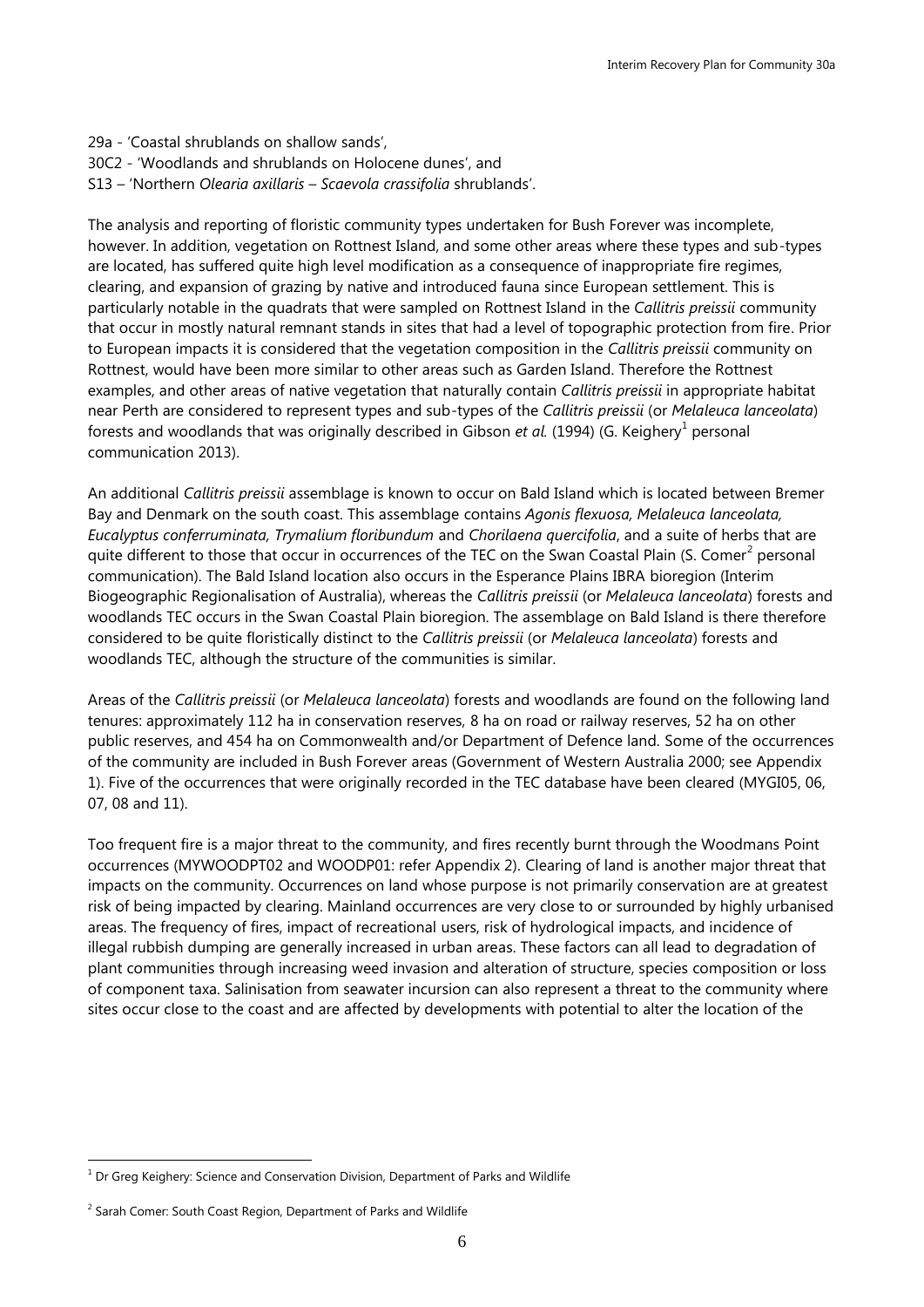29a - 'Coastal shrublands on shallow sands',
30C2 - 'Woodlands and shrublands on Holocene dunes', and
S13 – 'Northern *Olearia axillaris* – *Scaevola crassifolia* shrublands'.

The analysis and reporting of floristic community types undertaken for Bush Forever was incomplete, however. In addition, vegetation on Rottnest Island, and some other areas where these types and sub-types are located, has suffered quite high level modification as a consequence of inappropriate fire regimes, clearing, and expansion of grazing by native and introduced fauna since European settlement. This is particularly notable in the quadrats that were sampled on Rottnest Island in the *Callitris preissii* community that occur in mostly natural remnant stands in sites that had a level of topographic protection from fire. Prior to European impacts it is considered that the vegetation composition in the *Callitris preissii* community on Rottnest, would have been more similar to other areas such as Garden Island. Therefore the Rottnest examples, and other areas of native vegetation that naturally contain *Callitris preissii* in appropriate habitat near Perth are considered to represent types and sub-types of the *Callitris preissii* (or *Melaleuca lanceolata*) forests and woodlands that was originally described in Gibson *et al.* (1994) (G. Keighery[1] personal communication 2013).

An additional *Callitris preissii* assemblage is known to occur on Bald Island which is located between Bremer Bay and Denmark on the south coast. This assemblage contains *Agonis flexuosa, Melaleuca lanceolata, Eucalyptus conferruminata, Trymalium floribundum* and *Chorilaena quercifolia*, and a suite of herbs that are quite different to those that occur in occurrences of the TEC on the Swan Coastal Plain (S. Comer[2] personal communication). The Bald Island location also occurs in the Esperance Plains IBRA bioregion (Interim Biogeographic Regionalisation of Australia), whereas the *Callitris preissii* (or *Melaleuca lanceolata*) forests and woodlands TEC occurs in the Swan Coastal Plain bioregion. The assemblage on Bald Island is there therefore considered to be quite floristically distinct to the *Callitris preissii* (or *Melaleuca lanceolata*) forests and woodlands TEC, although the structure of the communities is similar.

Areas of the *Callitris preissii* (or *Melaleuca lanceolata*) forests and woodlands are found on the following land tenures: approximately 112 ha in conservation reserves, 8 ha on road or railway reserves, 52 ha on other public reserves, and 454 ha on Commonwealth and/or Department of Defence land. Some of the occurrences of the community are included in Bush Forever areas (Government of Western Australia 2000; see Appendix 1). Five of the occurrences that were originally recorded in the TEC database have been cleared (MYGI05, 06, 07, 08 and 11).

Too frequent fire is a major threat to the community, and fires recently burnt through the Woodmans Point occurrences (MYWOODPT02 and WOODP01: refer Appendix 2). Clearing of land is another major threat that impacts on the community. Occurrences on land whose purpose is not primarily conservation are at greatest risk of being impacted by clearing. Mainland occurrences are very close to or surrounded by highly urbanised areas. The frequency of fires, impact of recreational users, risk of hydrological impacts, and incidence of illegal rubbish dumping are generally increased in urban areas. These factors can all lead to degradation of plant communities through increasing weed invasion and alteration of structure, species composition or loss of component taxa. Salinisation from seawater incursion can also represent a threat to the community where sites occur close to the coast and are affected by developments with potential to alter the location of the

---

[1] Dr Greg Keighery: Science and Conservation Division, Department of Parks and Wildlife

[2] Sarah Comer: South Coast Region, Department of Parks and Wildlife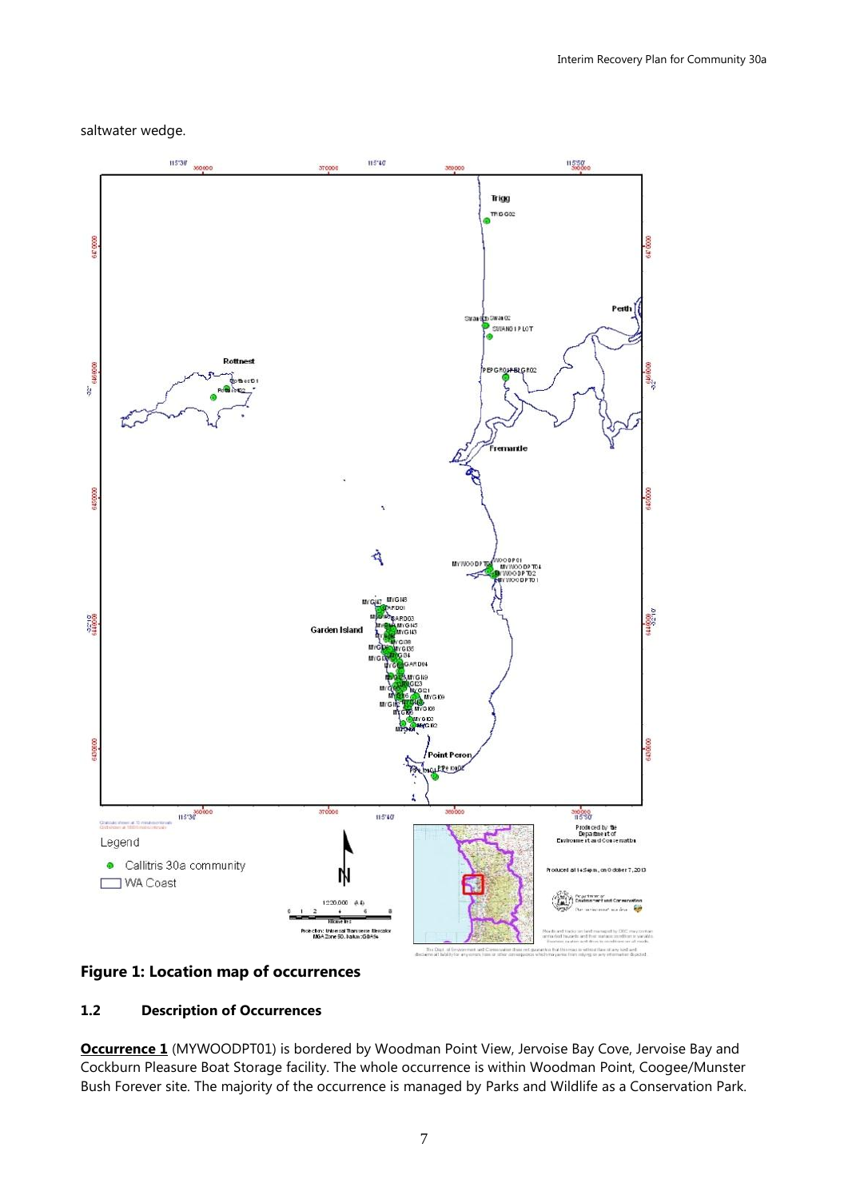saltwater wedge.

**Figure 1: Location map of occurrences**

### 1.2 Description of Occurrences

**Occurrence 1** (MYWOODPT01) is bordered by Woodman Point View, Jervoise Bay Cove, Jervoise Bay and Cockburn Pleasure Boat Storage facility. The whole occurrence is within Woodman Point, Coogee/Munster Bush Forever site. The majority of the occurrence is managed by Parks and Wildlife as a Conservation Park.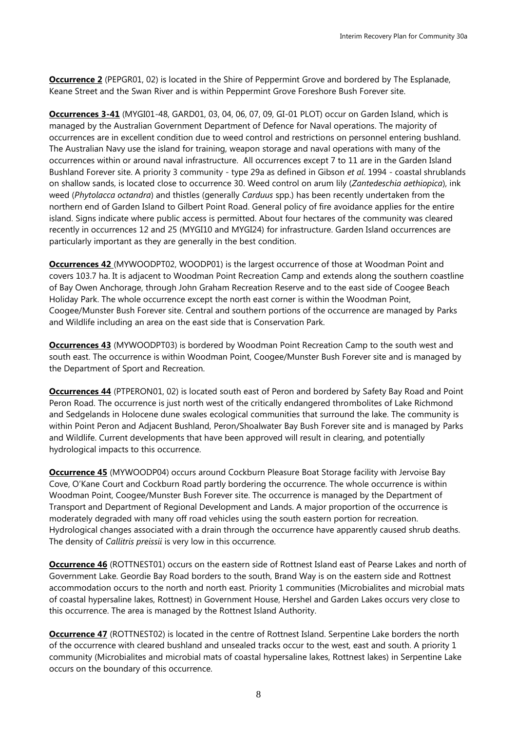**Occurrence 2** (PEPGR01, 02) is located in the Shire of Peppermint Grove and bordered by The Esplanade, Keane Street and the Swan River and is within Peppermint Grove Foreshore Bush Forever site.

**Occurrences 3-41** (MYGI01-48, GARD01, 03, 04, 06, 07, 09, GI-01 PLOT) occur on Garden Island, which is managed by the Australian Government Department of Defence for Naval operations. The majority of occurrences are in excellent condition due to weed control and restrictions on personnel entering bushland. The Australian Navy use the island for training, weapon storage and naval operations with many of the occurrences within or around naval infrastructure. All occurrences except 7 to 11 are in the Garden Island Bushland Forever site. A priority 3 community - type 29a as defined in Gibson *et al*. 1994 - coastal shrublands on shallow sands, is located close to occurrence 30. Weed control on arum lily (*Zantedeschia aethiopica*), ink weed (*Phytolacca octandra*) and thistles (generally *Carduus* spp.) has been recently undertaken from the northern end of Garden Island to Gilbert Point Road. General policy of fire avoidance applies for the entire island. Signs indicate where public access is permitted. About four hectares of the community was cleared recently in occurrences 12 and 25 (MYGI10 and MYGI24) for infrastructure. Garden Island occurrences are particularly important as they are generally in the best condition.

**Occurrences 42** (MYWOODPT02, WOODP01) is the largest occurrence of those at Woodman Point and covers 103.7 ha. It is adjacent to Woodman Point Recreation Camp and extends along the southern coastline of Bay Owen Anchorage, through John Graham Recreation Reserve and to the east side of Coogee Beach Holiday Park. The whole occurrence except the north east corner is within the Woodman Point, Coogee/Munster Bush Forever site. Central and southern portions of the occurrence are managed by Parks and Wildlife including an area on the east side that is Conservation Park.

**Occurrences 43** (MYWOODPT03) is bordered by Woodman Point Recreation Camp to the south west and south east. The occurrence is within Woodman Point, Coogee/Munster Bush Forever site and is managed by the Department of Sport and Recreation.

**Occurrences 44** (PTPERON01, 02) is located south east of Peron and bordered by Safety Bay Road and Point Peron Road. The occurrence is just north west of the critically endangered thrombolites of Lake Richmond and Sedgelands in Holocene dune swales ecological communities that surround the lake. The community is within Point Peron and Adjacent Bushland, Peron/Shoalwater Bay Bush Forever site and is managed by Parks and Wildlife. Current developments that have been approved will result in clearing, and potentially hydrological impacts to this occurrence.

**Occurrence 45** (MYWOODP04) occurs around Cockburn Pleasure Boat Storage facility with Jervoise Bay Cove, O'Kane Court and Cockburn Road partly bordering the occurrence. The whole occurrence is within Woodman Point, Coogee/Munster Bush Forever site. The occurrence is managed by the Department of Transport and Department of Regional Development and Lands. A major proportion of the occurrence is moderately degraded with many off road vehicles using the south eastern portion for recreation. Hydrological changes associated with a drain through the occurrence have apparently caused shrub deaths. The density of *Callitris preissii* is very low in this occurrence.

**Occurrence 46** (ROTTNEST01) occurs on the eastern side of Rottnest Island east of Pearse Lakes and north of Government Lake. Geordie Bay Road borders to the south, Brand Way is on the eastern side and Rottnest accommodation occurs to the north and north east. Priority 1 communities (Microbialites and microbial mats of coastal hypersaline lakes, Rottnest) in Government House, Hershel and Garden Lakes occurs very close to this occurrence. The area is managed by the Rottnest Island Authority.

**Occurrence 47** (ROTTNEST02) is located in the centre of Rottnest Island. Serpentine Lake borders the north of the occurrence with cleared bushland and unsealed tracks occur to the west, east and south. A priority 1 community (Microbialites and microbial mats of coastal hypersaline lakes, Rottnest lakes) in Serpentine Lake occurs on the boundary of this occurrence.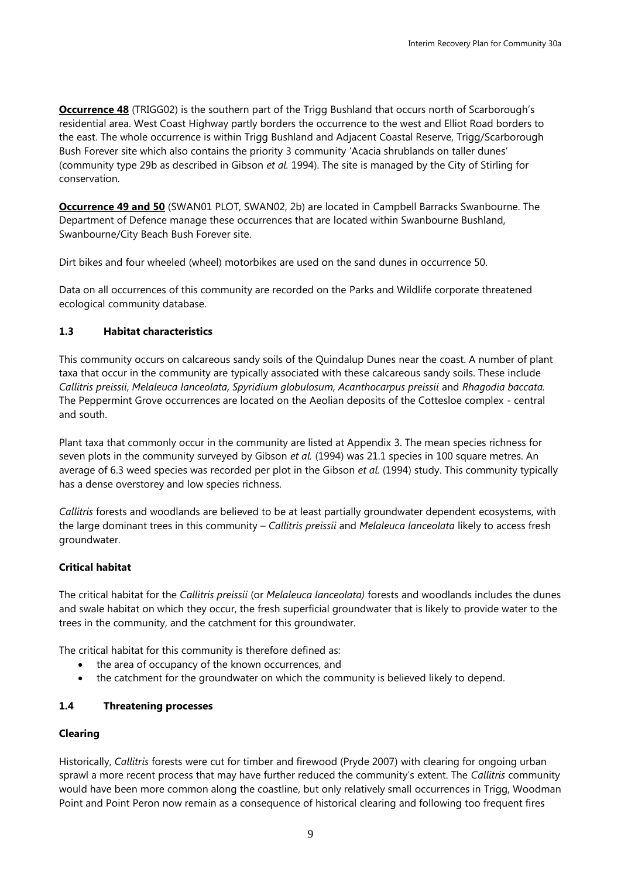**Occurrence 48** (TRIGG02) is the southern part of the Trigg Bushland that occurs north of Scarborough's residential area. West Coast Highway partly borders the occurrence to the west and Elliot Road borders to the east. The whole occurrence is within Trigg Bushland and Adjacent Coastal Reserve, Trigg/Scarborough Bush Forever site which also contains the priority 3 community 'Acacia shrublands on taller dunes' (community type 29b as described in Gibson *et al.* 1994). The site is managed by the City of Stirling for conservation.

**Occurrence 49 and 50** (SWAN01 PLOT, SWAN02, 2b) are located in Campbell Barracks Swanbourne. The Department of Defence manage these occurrences that are located within Swanbourne Bushland, Swanbourne/City Beach Bush Forever site.

Dirt bikes and four wheeled (wheel) motorbikes are used on the sand dunes in occurrence 50.

Data on all occurrences of this community are recorded on the Parks and Wildlife corporate threatened ecological community database.

### 1.3 Habitat characteristics

This community occurs on calcareous sandy soils of the Quindalup Dunes near the coast. A number of plant taxa that occur in the community are typically associated with these calcareous sandy soils. These include *Callitris preissii*, *Melaleuca lanceolata, Spyridium globulosum, Acanthocarpus preissii* and *Rhagodia baccata.* The Peppermint Grove occurrences are located on the Aeolian deposits of the Cottesloe complex - central and south.

Plant taxa that commonly occur in the community are listed at Appendix 3. The mean species richness for seven plots in the community surveyed by Gibson *et al.* (1994) was 21.1 species in 100 square metres. An average of 6.3 weed species was recorded per plot in the Gibson *et al.* (1994) study. This community typically has a dense overstorey and low species richness.

*Callitris* forests and woodlands are believed to be at least partially groundwater dependent ecosystems, with the large dominant trees in this community – *Callitris preissii* and *Melaleuca lanceolata* likely to access fresh groundwater.

**Critical habitat**

The critical habitat for the *Callitris preissii* (or *Melaleuca lanceolata)* forests and woodlands includes the dunes and swale habitat on which they occur, the fresh superficial groundwater that is likely to provide water to the trees in the community, and the catchment for this groundwater.

The critical habitat for this community is therefore defined as:

- the area of occupancy of the known occurrences, and
- the catchment for the groundwater on which the community is believed likely to depend.

### 1.4 Threatening processes

**Clearing**

Historically, *Callitris* forests were cut for timber and firewood (Pryde 2007) with clearing for ongoing urban sprawl a more recent process that may have further reduced the community's extent. The *Callitris* community would have been more common along the coastline, but only relatively small occurrences in Trigg, Woodman Point and Point Peron now remain as a consequence of historical clearing and following too frequent fires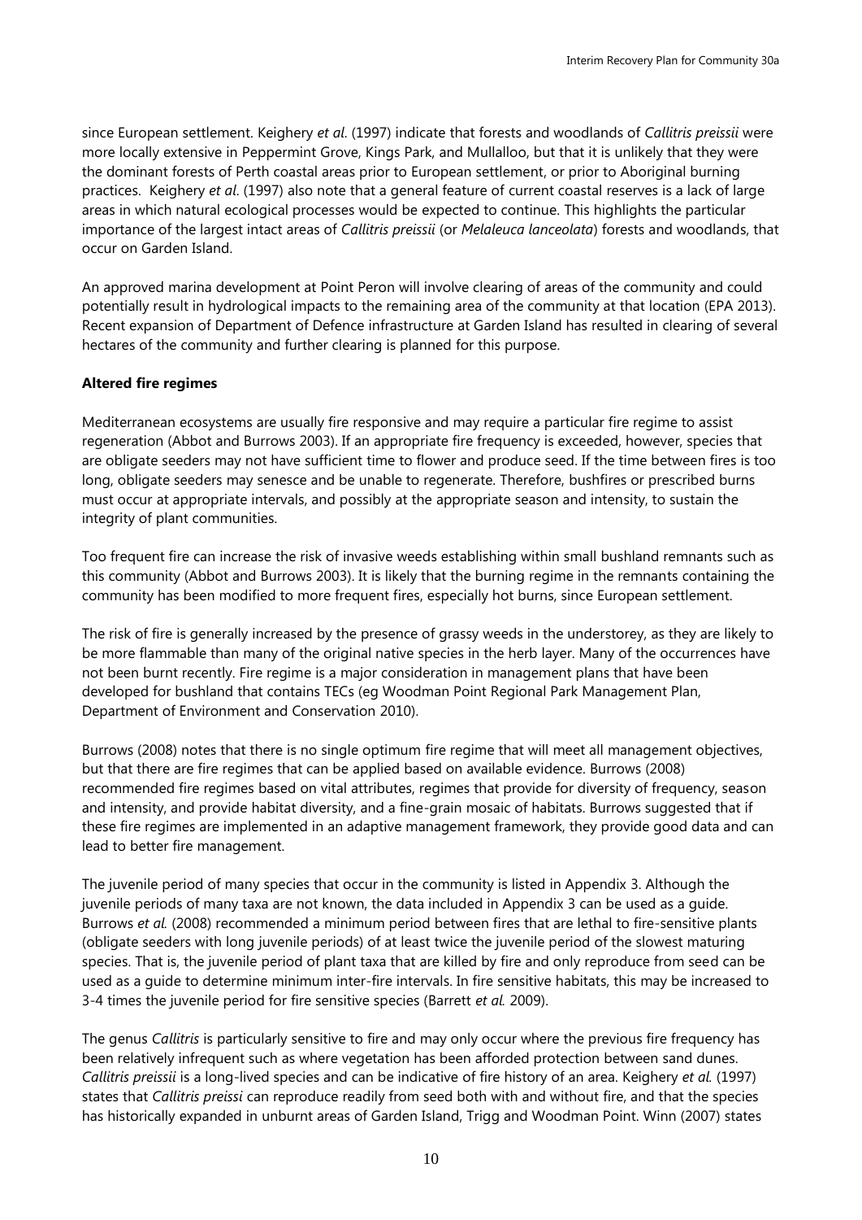since European settlement. Keighery *et al*. (1997) indicate that forests and woodlands of *Callitris preissii* were more locally extensive in Peppermint Grove, Kings Park, and Mullalloo, but that it is unlikely that they were the dominant forests of Perth coastal areas prior to European settlement, or prior to Aboriginal burning practices. Keighery *et al*. (1997) also note that a general feature of current coastal reserves is a lack of large areas in which natural ecological processes would be expected to continue. This highlights the particular importance of the largest intact areas of *Callitris preissii* (or *Melaleuca lanceolata*) forests and woodlands, that occur on Garden Island.

An approved marina development at Point Peron will involve clearing of areas of the community and could potentially result in hydrological impacts to the remaining area of the community at that location (EPA 2013). Recent expansion of Department of Defence infrastructure at Garden Island has resulted in clearing of several hectares of the community and further clearing is planned for this purpose.

**Altered fire regimes**

Mediterranean ecosystems are usually fire responsive and may require a particular fire regime to assist regeneration (Abbot and Burrows 2003). If an appropriate fire frequency is exceeded, however, species that are obligate seeders may not have sufficient time to flower and produce seed. If the time between fires is too long, obligate seeders may senesce and be unable to regenerate. Therefore, bushfires or prescribed burns must occur at appropriate intervals, and possibly at the appropriate season and intensity, to sustain the integrity of plant communities.

Too frequent fire can increase the risk of invasive weeds establishing within small bushland remnants such as this community (Abbot and Burrows 2003). It is likely that the burning regime in the remnants containing the community has been modified to more frequent fires, especially hot burns, since European settlement.

The risk of fire is generally increased by the presence of grassy weeds in the understorey, as they are likely to be more flammable than many of the original native species in the herb layer. Many of the occurrences have not been burnt recently. Fire regime is a major consideration in management plans that have been developed for bushland that contains TECs (eg Woodman Point Regional Park Management Plan, Department of Environment and Conservation 2010).

Burrows (2008) notes that there is no single optimum fire regime that will meet all management objectives, but that there are fire regimes that can be applied based on available evidence. Burrows (2008) recommended fire regimes based on vital attributes, regimes that provide for diversity of frequency, season and intensity, and provide habitat diversity, and a fine-grain mosaic of habitats. Burrows suggested that if these fire regimes are implemented in an adaptive management framework, they provide good data and can lead to better fire management.

The juvenile period of many species that occur in the community is listed in Appendix 3. Although the juvenile periods of many taxa are not known, the data included in Appendix 3 can be used as a guide. Burrows *et al.* (2008) recommended a minimum period between fires that are lethal to fire-sensitive plants (obligate seeders with long juvenile periods) of at least twice the juvenile period of the slowest maturing species. That is, the juvenile period of plant taxa that are killed by fire and only reproduce from seed can be used as a guide to determine minimum inter-fire intervals. In fire sensitive habitats, this may be increased to 3-4 times the juvenile period for fire sensitive species (Barrett *et al.* 2009).

The genus *Callitris* is particularly sensitive to fire and may only occur where the previous fire frequency has been relatively infrequent such as where vegetation has been afforded protection between sand dunes. *Callitris preissii* is a long-lived species and can be indicative of fire history of an area. Keighery *et al.* (1997) states that *Callitris preissi* can reproduce readily from seed both with and without fire, and that the species has historically expanded in unburnt areas of Garden Island, Trigg and Woodman Point. Winn (2007) states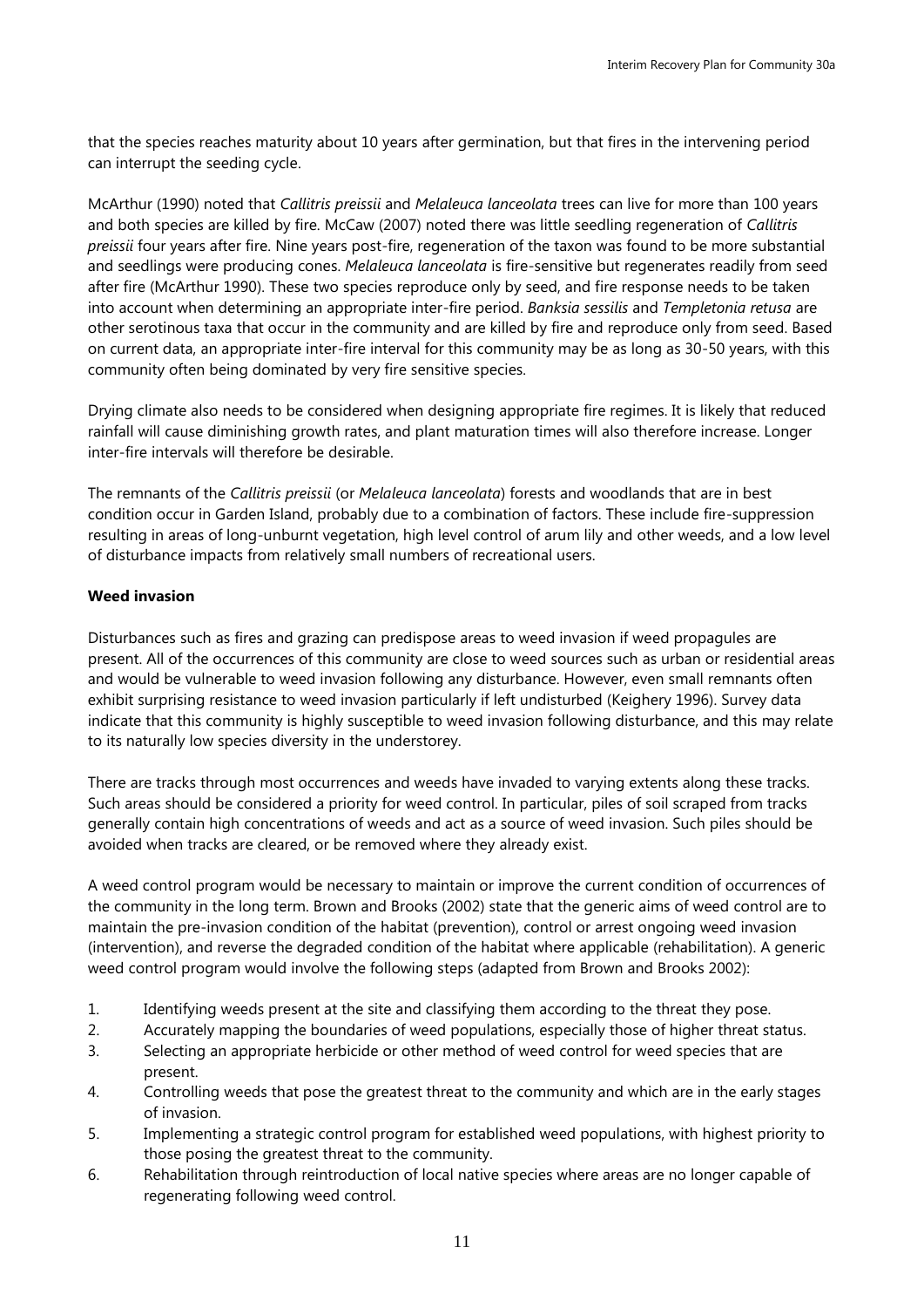that the species reaches maturity about 10 years after germination, but that fires in the intervening period can interrupt the seeding cycle.

McArthur (1990) noted that *Callitris preissii* and *Melaleuca lanceolata* trees can live for more than 100 years and both species are killed by fire. McCaw (2007) noted there was little seedling regeneration of *Callitris preissii* four years after fire. Nine years post-fire, regeneration of the taxon was found to be more substantial and seedlings were producing cones. *Melaleuca lanceolata* is fire-sensitive but regenerates readily from seed after fire (McArthur 1990). These two species reproduce only by seed, and fire response needs to be taken into account when determining an appropriate inter-fire period. *Banksia sessilis* and *Templetonia retusa* are other serotinous taxa that occur in the community and are killed by fire and reproduce only from seed. Based on current data, an appropriate inter-fire interval for this community may be as long as 30-50 years, with this community often being dominated by very fire sensitive species.

Drying climate also needs to be considered when designing appropriate fire regimes. It is likely that reduced rainfall will cause diminishing growth rates, and plant maturation times will also therefore increase. Longer inter-fire intervals will therefore be desirable.

The remnants of the *Callitris preissii* (or *Melaleuca lanceolata*) forests and woodlands that are in best condition occur in Garden Island, probably due to a combination of factors. These include fire-suppression resulting in areas of long-unburnt vegetation, high level control of arum lily and other weeds, and a low level of disturbance impacts from relatively small numbers of recreational users.

**Weed invasion**

Disturbances such as fires and grazing can predispose areas to weed invasion if weed propagules are present. All of the occurrences of this community are close to weed sources such as urban or residential areas and would be vulnerable to weed invasion following any disturbance. However, even small remnants often exhibit surprising resistance to weed invasion particularly if left undisturbed (Keighery 1996). Survey data indicate that this community is highly susceptible to weed invasion following disturbance, and this may relate to its naturally low species diversity in the understorey.

There are tracks through most occurrences and weeds have invaded to varying extents along these tracks. Such areas should be considered a priority for weed control. In particular, piles of soil scraped from tracks generally contain high concentrations of weeds and act as a source of weed invasion. Such piles should be avoided when tracks are cleared, or be removed where they already exist.

A weed control program would be necessary to maintain or improve the current condition of occurrences of the community in the long term. Brown and Brooks (2002) state that the generic aims of weed control are to maintain the pre-invasion condition of the habitat (prevention), control or arrest ongoing weed invasion (intervention), and reverse the degraded condition of the habitat where applicable (rehabilitation). A generic weed control program would involve the following steps (adapted from Brown and Brooks 2002):

1. Identifying weeds present at the site and classifying them according to the threat they pose.
2. Accurately mapping the boundaries of weed populations, especially those of higher threat status.
3. Selecting an appropriate herbicide or other method of weed control for weed species that are present.
4. Controlling weeds that pose the greatest threat to the community and which are in the early stages of invasion.
5. Implementing a strategic control program for established weed populations, with highest priority to those posing the greatest threat to the community.
6. Rehabilitation through reintroduction of local native species where areas are no longer capable of regenerating following weed control.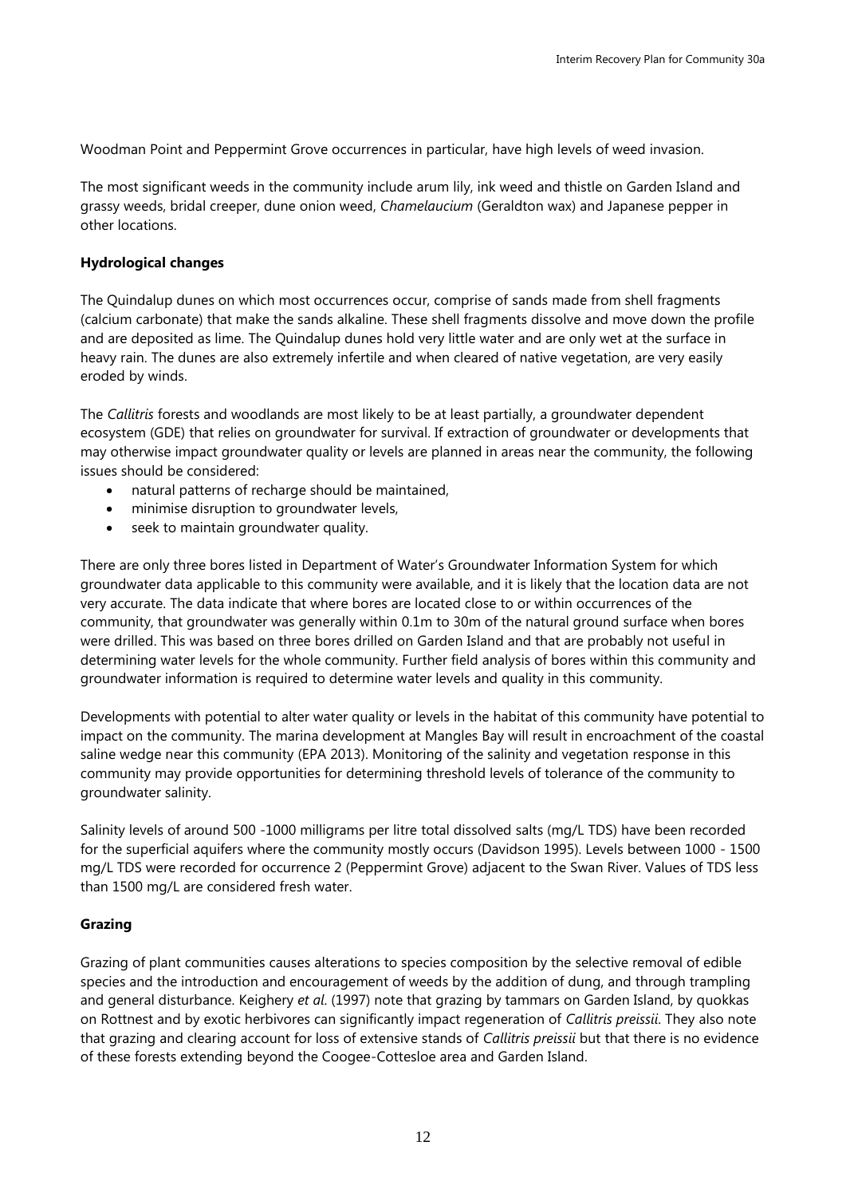Woodman Point and Peppermint Grove occurrences in particular, have high levels of weed invasion.

The most significant weeds in the community include arum lily, ink weed and thistle on Garden Island and grassy weeds, bridal creeper, dune onion weed, *Chamelaucium* (Geraldton wax) and Japanese pepper in other locations.

**Hydrological changes**

The Quindalup dunes on which most occurrences occur, comprise of sands made from shell fragments (calcium carbonate) that make the sands alkaline. These shell fragments dissolve and move down the profile and are deposited as lime. The Quindalup dunes hold very little water and are only wet at the surface in heavy rain. The dunes are also extremely infertile and when cleared of native vegetation, are very easily eroded by winds.

The *Callitris* forests and woodlands are most likely to be at least partially, a groundwater dependent ecosystem (GDE) that relies on groundwater for survival. If extraction of groundwater or developments that may otherwise impact groundwater quality or levels are planned in areas near the community, the following issues should be considered:

- natural patterns of recharge should be maintained,
- minimise disruption to groundwater levels,
- seek to maintain groundwater quality.

There are only three bores listed in Department of Water's Groundwater Information System for which groundwater data applicable to this community were available, and it is likely that the location data are not very accurate. The data indicate that where bores are located close to or within occurrences of the community, that groundwater was generally within 0.1m to 30m of the natural ground surface when bores were drilled. This was based on three bores drilled on Garden Island and that are probably not useful in determining water levels for the whole community. Further field analysis of bores within this community and groundwater information is required to determine water levels and quality in this community.

Developments with potential to alter water quality or levels in the habitat of this community have potential to impact on the community. The marina development at Mangles Bay will result in encroachment of the coastal saline wedge near this community (EPA 2013). Monitoring of the salinity and vegetation response in this community may provide opportunities for determining threshold levels of tolerance of the community to groundwater salinity.

Salinity levels of around 500 -1000 milligrams per litre total dissolved salts (mg/L TDS) have been recorded for the superficial aquifers where the community mostly occurs (Davidson 1995). Levels between 1000 - 1500 mg/L TDS were recorded for occurrence 2 (Peppermint Grove) adjacent to the Swan River. Values of TDS less than 1500 mg/L are considered fresh water.

**Grazing**

Grazing of plant communities causes alterations to species composition by the selective removal of edible species and the introduction and encouragement of weeds by the addition of dung, and through trampling and general disturbance. Keighery *et al.* (1997) note that grazing by tammars on Garden Island, by quokkas on Rottnest and by exotic herbivores can significantly impact regeneration of *Callitris preissii*. They also note that grazing and clearing account for loss of extensive stands of *Callitris preissii* but that there is no evidence of these forests extending beyond the Coogee-Cottesloe area and Garden Island.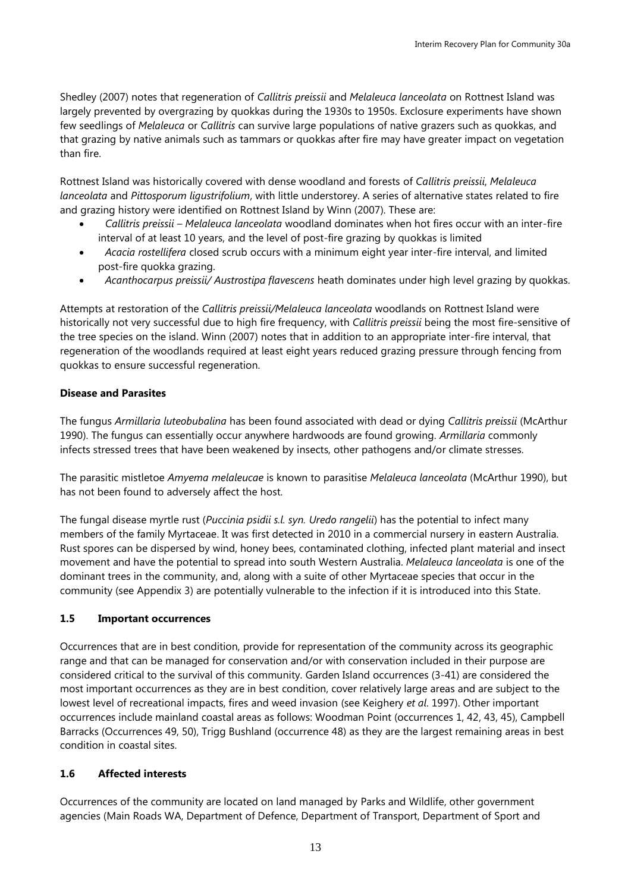Shedley (2007) notes that regeneration of *Callitris preissii* and *Melaleuca lanceolata* on Rottnest Island was largely prevented by overgrazing by quokkas during the 1930s to 1950s. Exclosure experiments have shown few seedlings of *Melaleuca* or *Callitris* can survive large populations of native grazers such as quokkas, and that grazing by native animals such as tammars or quokkas after fire may have greater impact on vegetation than fire.

Rottnest Island was historically covered with dense woodland and forests of *Callitris preissii*, *Melaleuca lanceolata* and *Pittosporum ligustrifolium*, with little understorey. A series of alternative states related to fire and grazing history were identified on Rottnest Island by Winn (2007). These are:

- *Callitris preissii – Melaleuca lanceolata* woodland dominates when hot fires occur with an inter-fire interval of at least 10 years, and the level of post-fire grazing by quokkas is limited
- *Acacia rostellifera* closed scrub occurs with a minimum eight year inter-fire interval, and limited post-fire quokka grazing.
- *Acanthocarpus preissii/ Austrostipa flavescens* heath dominates under high level grazing by quokkas.

Attempts at restoration of the *Callitris preissii/Melaleuca lanceolata* woodlands on Rottnest Island were historically not very successful due to high fire frequency, with *Callitris preissii* being the most fire-sensitive of the tree species on the island. Winn (2007) notes that in addition to an appropriate inter-fire interval, that regeneration of the woodlands required at least eight years reduced grazing pressure through fencing from quokkas to ensure successful regeneration.

**Disease and Parasites**

The fungus *Armillaria luteobubalina* has been found associated with dead or dying *Callitris preissii* (McArthur 1990). The fungus can essentially occur anywhere hardwoods are found growing. *Armillaria* commonly infects stressed trees that have been weakened by insects, other pathogens and/or climate stresses.

The parasitic mistletoe *Amyema melaleucae* is known to parasitise *Melaleuca lanceolata* (McArthur 1990), but has not been found to adversely affect the host.

The fungal disease myrtle rust (*Puccinia psidii s.l. syn. Uredo rangelii*) has the potential to infect many members of the family Myrtaceae. It was first detected in 2010 in a commercial nursery in eastern Australia. Rust spores can be dispersed by wind, honey bees, contaminated clothing, infected plant material and insect movement and have the potential to spread into south Western Australia. *Melaleuca lanceolata* is one of the dominant trees in the community, and, along with a suite of other Myrtaceae species that occur in the community (see Appendix 3) are potentially vulnerable to the infection if it is introduced into this State.

## 1.5 Important occurrences

Occurrences that are in best condition, provide for representation of the community across its geographic range and that can be managed for conservation and/or with conservation included in their purpose are considered critical to the survival of this community. Garden Island occurrences (3-41) are considered the most important occurrences as they are in best condition, cover relatively large areas and are subject to the lowest level of recreational impacts, fires and weed invasion (see Keighery *et al*. 1997). Other important occurrences include mainland coastal areas as follows: Woodman Point (occurrences 1, 42, 43, 45), Campbell Barracks (Occurrences 49, 50), Trigg Bushland (occurrence 48) as they are the largest remaining areas in best condition in coastal sites.

## 1.6 Affected interests

Occurrences of the community are located on land managed by Parks and Wildlife, other government agencies (Main Roads WA, Department of Defence, Department of Transport, Department of Sport and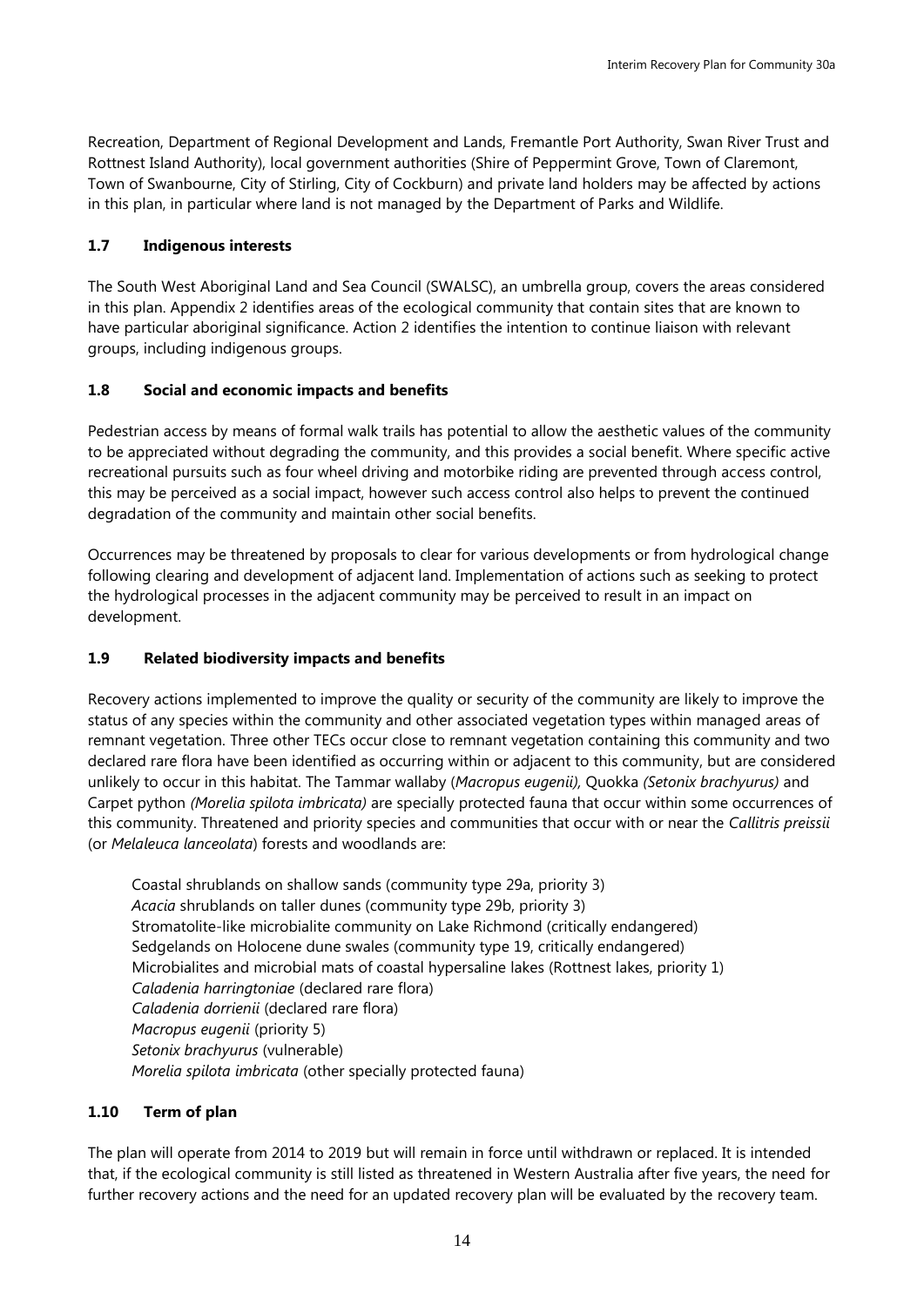Recreation, Department of Regional Development and Lands, Fremantle Port Authority, Swan River Trust and Rottnest Island Authority), local government authorities (Shire of Peppermint Grove, Town of Claremont, Town of Swanbourne, City of Stirling, City of Cockburn) and private land holders may be affected by actions in this plan, in particular where land is not managed by the Department of Parks and Wildlife.

### 1.7 Indigenous interests

The South West Aboriginal Land and Sea Council (SWALSC), an umbrella group, covers the areas considered in this plan. Appendix 2 identifies areas of the ecological community that contain sites that are known to have particular aboriginal significance. Action 2 identifies the intention to continue liaison with relevant groups, including indigenous groups.

### 1.8 Social and economic impacts and benefits

Pedestrian access by means of formal walk trails has potential to allow the aesthetic values of the community to be appreciated without degrading the community, and this provides a social benefit. Where specific active recreational pursuits such as four wheel driving and motorbike riding are prevented through access control, this may be perceived as a social impact, however such access control also helps to prevent the continued degradation of the community and maintain other social benefits.

Occurrences may be threatened by proposals to clear for various developments or from hydrological change following clearing and development of adjacent land. Implementation of actions such as seeking to protect the hydrological processes in the adjacent community may be perceived to result in an impact on development.

### 1.9 Related biodiversity impacts and benefits

Recovery actions implemented to improve the quality or security of the community are likely to improve the status of any species within the community and other associated vegetation types within managed areas of remnant vegetation. Three other TECs occur close to remnant vegetation containing this community and two declared rare flora have been identified as occurring within or adjacent to this community, but are considered unlikely to occur in this habitat. The Tammar wallaby (*Macropus eugenii),* Quokka *(Setonix brachyurus)* and Carpet python *(Morelia spilota imbricata)* are specially protected fauna that occur within some occurrences of this community. Threatened and priority species and communities that occur with or near the *Callitris preissii* (or *Melaleuca lanceolata*) forests and woodlands are:

- Coastal shrublands on shallow sands (community type 29a, priority 3)
- *Acacia* shrublands on taller dunes (community type 29b, priority 3)
- Stromatolite-like microbialite community on Lake Richmond (critically endangered)
- Sedgelands on Holocene dune swales (community type 19, critically endangered)
- Microbialites and microbial mats of coastal hypersaline lakes (Rottnest lakes, priority 1)
- *Caladenia harringtoniae* (declared rare flora)
- *Caladenia dorrienii* (declared rare flora)
- *Macropus eugenii* (priority 5)
- *Setonix brachyurus* (vulnerable)
- *Morelia spilota imbricata* (other specially protected fauna)

### 1.10 Term of plan

The plan will operate from 2014 to 2019 but will remain in force until withdrawn or replaced. It is intended that, if the ecological community is still listed as threatened in Western Australia after five years, the need for further recovery actions and the need for an updated recovery plan will be evaluated by the recovery team.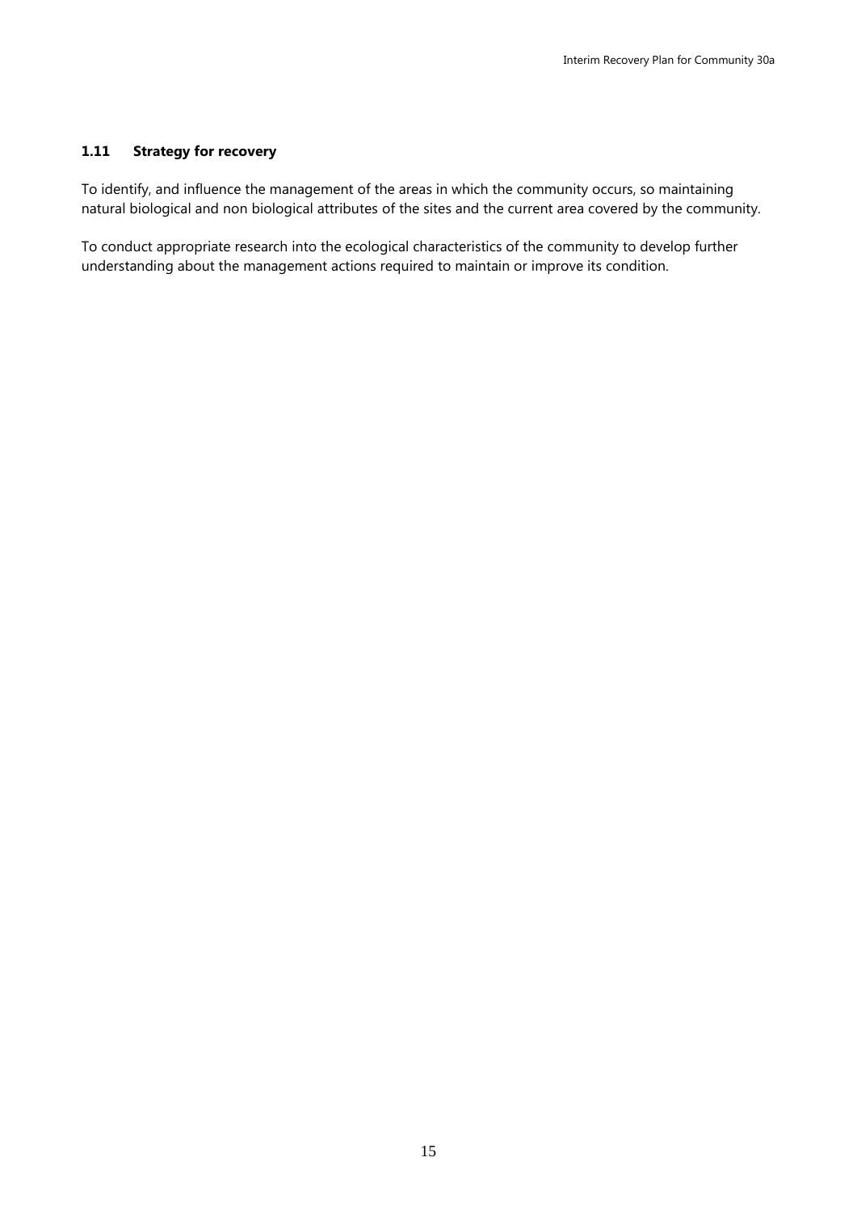### 1.11 Strategy for recovery

To identify, and influence the management of the areas in which the community occurs, so maintaining natural biological and non biological attributes of the sites and the current area covered by the community.

To conduct appropriate research into the ecological characteristics of the community to develop further understanding about the management actions required to maintain or improve its condition.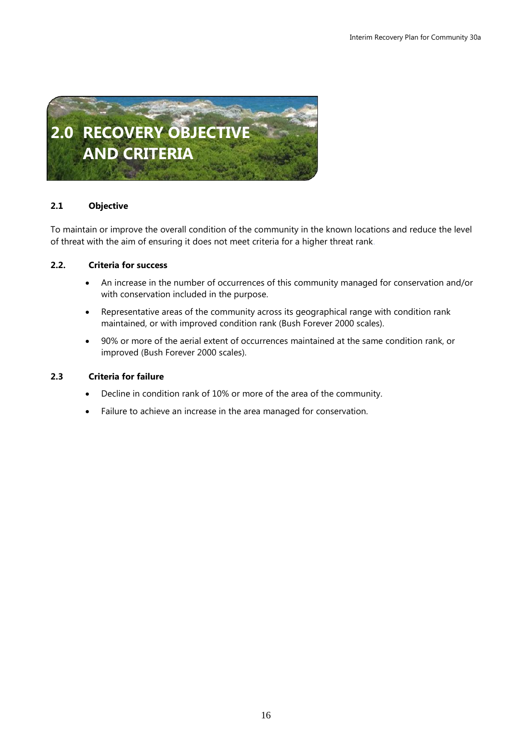# 2.0 RECOVERY OBJECTIVE AND CRITERIA

## 2.1 Objective

To maintain or improve the overall condition of the community in the known locations and reduce the level of threat with the aim of ensuring it does not meet criteria for a higher threat rank.

## 2.2. Criteria for success

- An increase in the number of occurrences of this community managed for conservation and/or with conservation included in the purpose.
- Representative areas of the community across its geographical range with condition rank maintained, or with improved condition rank (Bush Forever 2000 scales).
- 90% or more of the aerial extent of occurrences maintained at the same condition rank, or improved (Bush Forever 2000 scales).

## 2.3 Criteria for failure

- Decline in condition rank of 10% or more of the area of the community.
- Failure to achieve an increase in the area managed for conservation.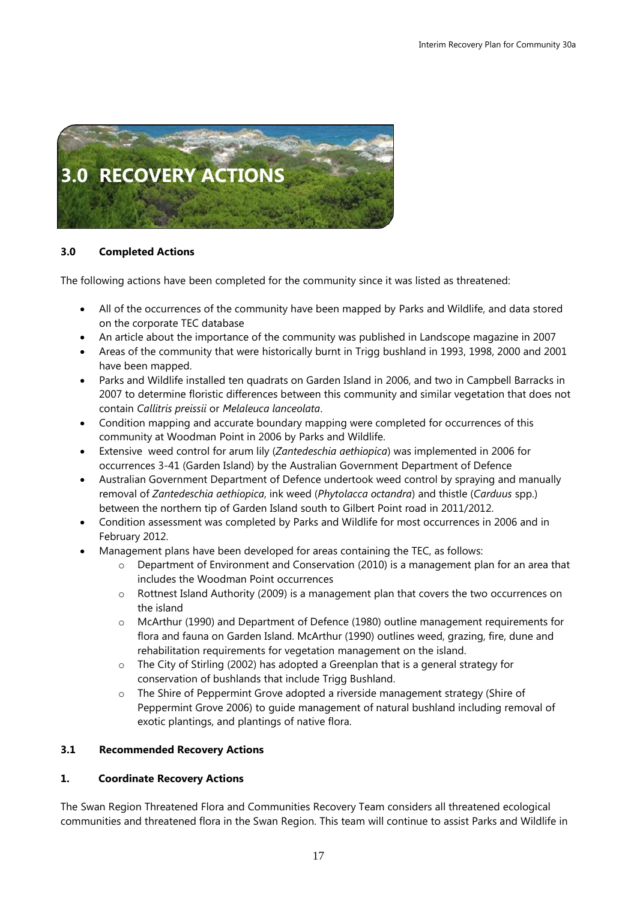# 3.0 RECOVERY ACTIONS

## 3.0 Completed Actions

The following actions have been completed for the community since it was listed as threatened:

- All of the occurrences of the community have been mapped by Parks and Wildlife, and data stored on the corporate TEC database
- An article about the importance of the community was published in Landscope magazine in 2007
- Areas of the community that were historically burnt in Trigg bushland in 1993, 1998, 2000 and 2001 have been mapped.
- Parks and Wildlife installed ten quadrats on Garden Island in 2006, and two in Campbell Barracks in 2007 to determine floristic differences between this community and similar vegetation that does not contain *Callitris preissii* or *Melaleuca lanceolata*.
- Condition mapping and accurate boundary mapping were completed for occurrences of this community at Woodman Point in 2006 by Parks and Wildlife.
- Extensive weed control for arum lily (*Zantedeschia aethiopica*) was implemented in 2006 for occurrences 3-41 (Garden Island) by the Australian Government Department of Defence
- Australian Government Department of Defence undertook weed control by spraying and manually removal of *Zantedeschia aethiopica*, ink weed (*Phytolacca octandra*) and thistle (*Carduus* spp.) between the northern tip of Garden Island south to Gilbert Point road in 2011/2012.
- Condition assessment was completed by Parks and Wildlife for most occurrences in 2006 and in February 2012.
- Management plans have been developed for areas containing the TEC, as follows:
  - Department of Environment and Conservation (2010) is a management plan for an area that includes the Woodman Point occurrences
  - Rottnest Island Authority (2009) is a management plan that covers the two occurrences on the island
  - McArthur (1990) and Department of Defence (1980) outline management requirements for flora and fauna on Garden Island. McArthur (1990) outlines weed, grazing, fire, dune and rehabilitation requirements for vegetation management on the island.
  - The City of Stirling (2002) has adopted a Greenplan that is a general strategy for conservation of bushlands that include Trigg Bushland.
  - The Shire of Peppermint Grove adopted a riverside management strategy (Shire of Peppermint Grove 2006) to guide management of natural bushland including removal of exotic plantings, and plantings of native flora.

## 3.1 Recommended Recovery Actions

### 1. Coordinate Recovery Actions

The Swan Region Threatened Flora and Communities Recovery Team considers all threatened ecological communities and threatened flora in the Swan Region. This team will continue to assist Parks and Wildlife in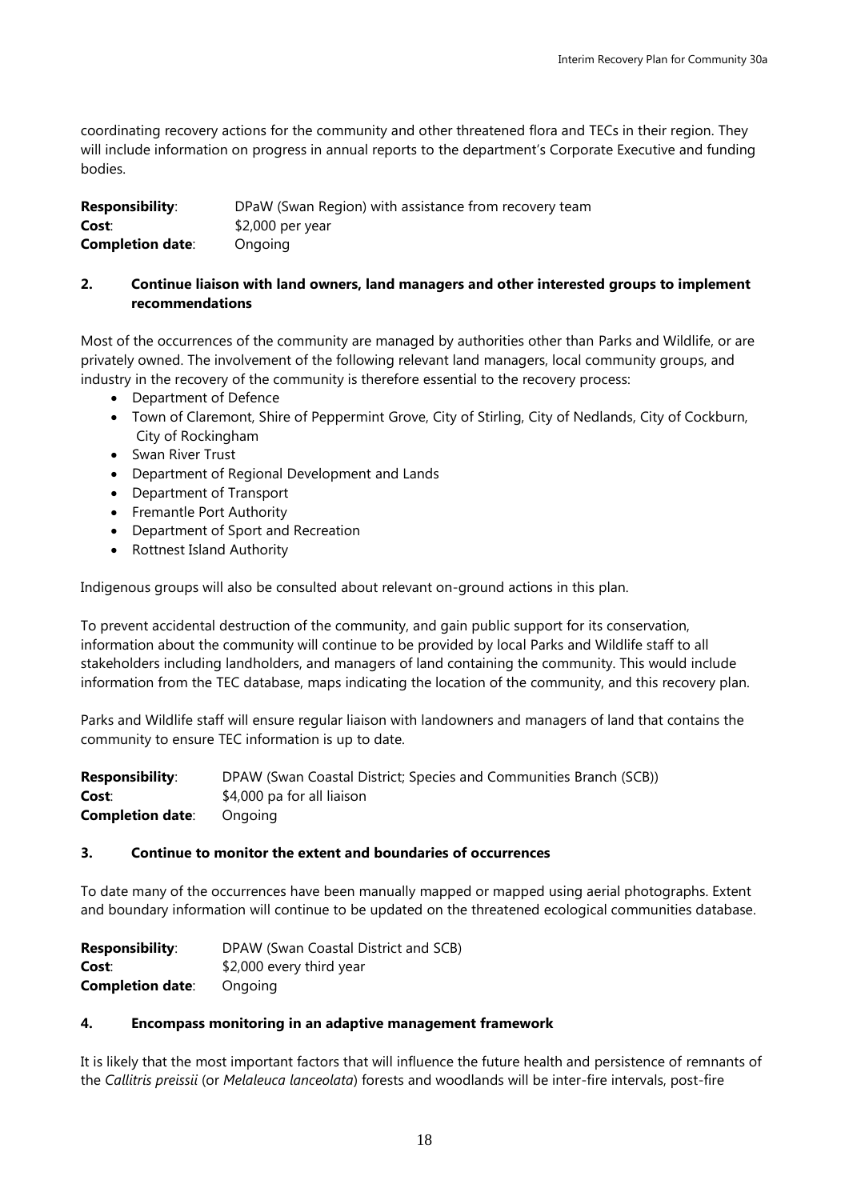coordinating recovery actions for the community and other threatened flora and TECs in their region. They will include information on progress in annual reports to the department's Corporate Executive and funding bodies.

**Responsibility**: DPaW (Swan Region) with assistance from recovery team
**Cost**: $2,000 per year
**Completion date**: Ongoing

### 2. Continue liaison with land owners, land managers and other interested groups to implement recommendations

Most of the occurrences of the community are managed by authorities other than Parks and Wildlife, or are privately owned. The involvement of the following relevant land managers, local community groups, and industry in the recovery of the community is therefore essential to the recovery process:

- Department of Defence
- Town of Claremont, Shire of Peppermint Grove, City of Stirling, City of Nedlands, City of Cockburn, City of Rockingham
- Swan River Trust
- Department of Regional Development and Lands
- Department of Transport
- Fremantle Port Authority
- Department of Sport and Recreation
- Rottnest Island Authority

Indigenous groups will also be consulted about relevant on-ground actions in this plan.

To prevent accidental destruction of the community, and gain public support for its conservation, information about the community will continue to be provided by local Parks and Wildlife staff to all stakeholders including landholders, and managers of land containing the community. This would include information from the TEC database, maps indicating the location of the community, and this recovery plan.

Parks and Wildlife staff will ensure regular liaison with landowners and managers of land that contains the community to ensure TEC information is up to date.

**Responsibility**: DPAW (Swan Coastal District; Species and Communities Branch (SCB))
**Cost**: $4,000 pa for all liaison
**Completion date**: Ongoing

### 3. Continue to monitor the extent and boundaries of occurrences

To date many of the occurrences have been manually mapped or mapped using aerial photographs. Extent and boundary information will continue to be updated on the threatened ecological communities database.

**Responsibility**: DPAW (Swan Coastal District and SCB)
**Cost**: $2,000 every third year
**Completion date**: Ongoing

### 4. Encompass monitoring in an adaptive management framework

It is likely that the most important factors that will influence the future health and persistence of remnants of the *Callitris preissii* (or *Melaleuca lanceolata*) forests and woodlands will be inter-fire intervals, post-fire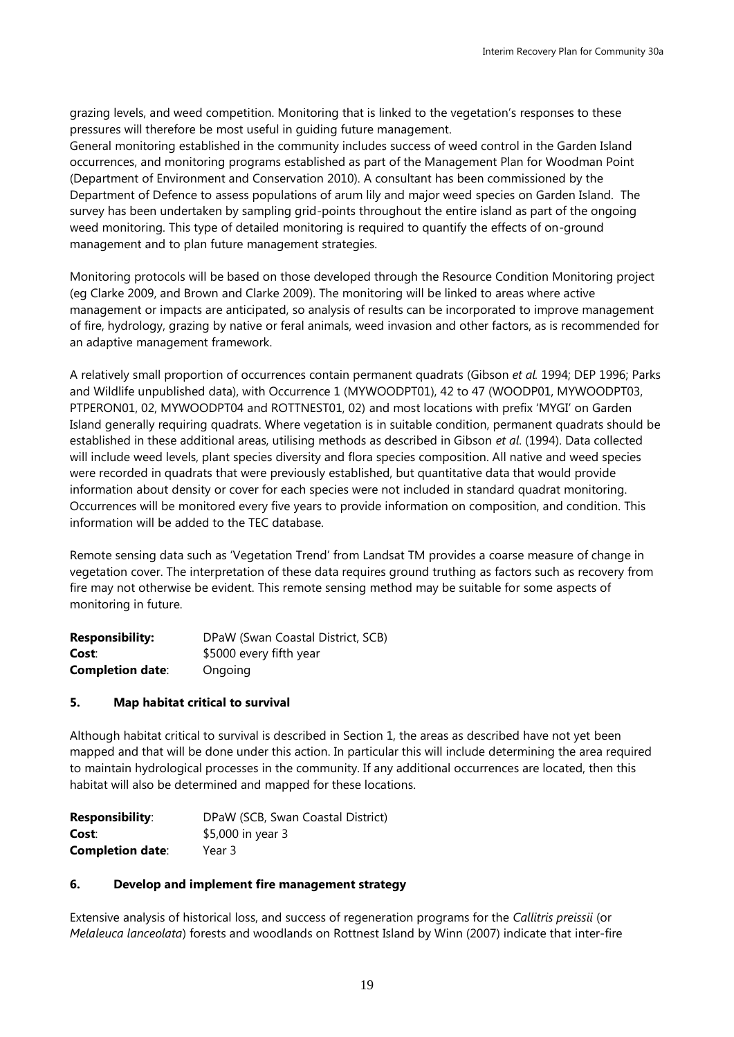grazing levels, and weed competition. Monitoring that is linked to the vegetation's responses to these pressures will therefore be most useful in guiding future management.
General monitoring established in the community includes success of weed control in the Garden Island occurrences, and monitoring programs established as part of the Management Plan for Woodman Point (Department of Environment and Conservation 2010). A consultant has been commissioned by the Department of Defence to assess populations of arum lily and major weed species on Garden Island. The survey has been undertaken by sampling grid-points throughout the entire island as part of the ongoing weed monitoring. This type of detailed monitoring is required to quantify the effects of on-ground management and to plan future management strategies.

Monitoring protocols will be based on those developed through the Resource Condition Monitoring project (eg Clarke 2009, and Brown and Clarke 2009). The monitoring will be linked to areas where active management or impacts are anticipated, so analysis of results can be incorporated to improve management of fire, hydrology, grazing by native or feral animals, weed invasion and other factors, as is recommended for an adaptive management framework.

A relatively small proportion of occurrences contain permanent quadrats (Gibson *et al.* 1994; DEP 1996; Parks and Wildlife unpublished data), with Occurrence 1 (MYWOODPT01), 42 to 47 (WOODP01, MYWOODPT03, PTPERON01, 02, MYWOODPT04 and ROTTNEST01, 02) and most locations with prefix 'MYGI' on Garden Island generally requiring quadrats. Where vegetation is in suitable condition, permanent quadrats should be established in these additional areas, utilising methods as described in Gibson *et al*. (1994). Data collected will include weed levels, plant species diversity and flora species composition. All native and weed species were recorded in quadrats that were previously established, but quantitative data that would provide information about density or cover for each species were not included in standard quadrat monitoring. Occurrences will be monitored every five years to provide information on composition, and condition. This information will be added to the TEC database.

Remote sensing data such as 'Vegetation Trend' from Landsat TM provides a coarse measure of change in vegetation cover. The interpretation of these data requires ground truthing as factors such as recovery from fire may not otherwise be evident. This remote sensing method may be suitable for some aspects of monitoring in future.

**Responsibility:** DPaW (Swan Coastal District, SCB)
**Cost**: $5000 every fifth year
**Completion date**: Ongoing

### 5. Map habitat critical to survival

Although habitat critical to survival is described in Section 1, the areas as described have not yet been mapped and that will be done under this action. In particular this will include determining the area required to maintain hydrological processes in the community. If any additional occurrences are located, then this habitat will also be determined and mapped for these locations.

**Responsibility**: DPaW (SCB, Swan Coastal District)
**Cost**: $5,000 in year 3
**Completion date**: Year 3

### 6. Develop and implement fire management strategy

Extensive analysis of historical loss, and success of regeneration programs for the *Callitris preissii* (or *Melaleuca lanceolata*) forests and woodlands on Rottnest Island by Winn (2007) indicate that inter-fire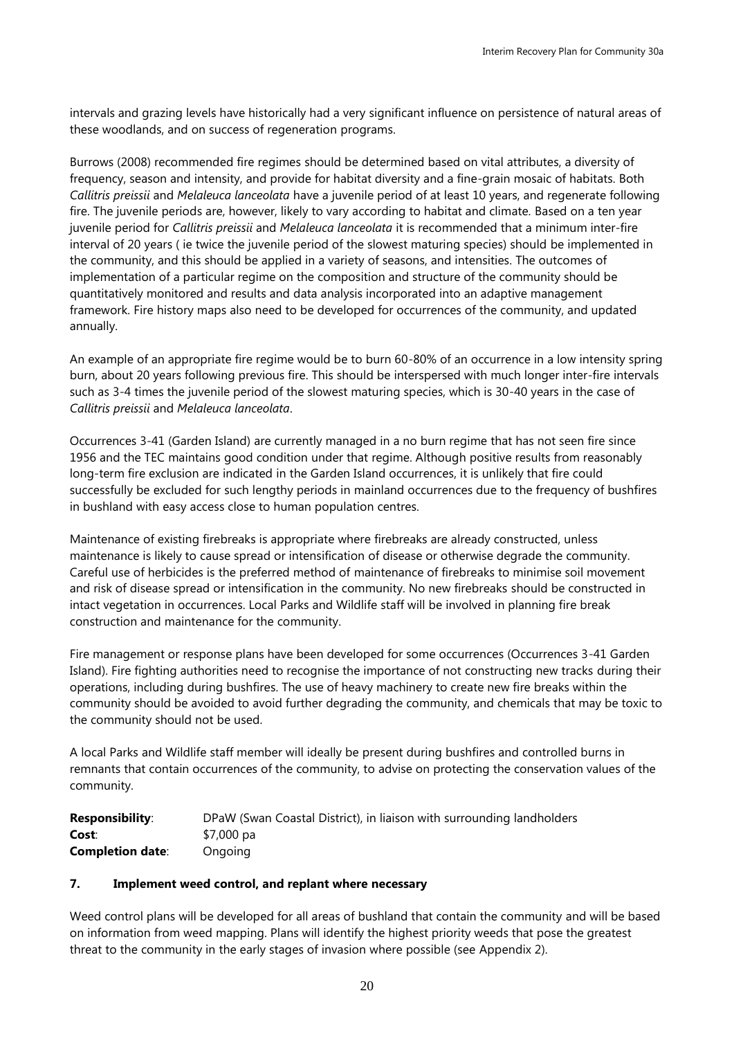intervals and grazing levels have historically had a very significant influence on persistence of natural areas of these woodlands, and on success of regeneration programs.

Burrows (2008) recommended fire regimes should be determined based on vital attributes, a diversity of frequency, season and intensity, and provide for habitat diversity and a fine-grain mosaic of habitats. Both *Callitris preissii* and *Melaleuca lanceolata* have a juvenile period of at least 10 years, and regenerate following fire. The juvenile periods are, however, likely to vary according to habitat and climate. Based on a ten year juvenile period for *Callitris preissii* and *Melaleuca lanceolata* it is recommended that a minimum inter-fire interval of 20 years ( ie twice the juvenile period of the slowest maturing species) should be implemented in the community, and this should be applied in a variety of seasons, and intensities. The outcomes of implementation of a particular regime on the composition and structure of the community should be quantitatively monitored and results and data analysis incorporated into an adaptive management framework. Fire history maps also need to be developed for occurrences of the community, and updated annually.

An example of an appropriate fire regime would be to burn 60-80% of an occurrence in a low intensity spring burn, about 20 years following previous fire. This should be interspersed with much longer inter-fire intervals such as 3-4 times the juvenile period of the slowest maturing species, which is 30-40 years in the case of *Callitris preissii* and *Melaleuca lanceolata*.

Occurrences 3-41 (Garden Island) are currently managed in a no burn regime that has not seen fire since 1956 and the TEC maintains good condition under that regime. Although positive results from reasonably long-term fire exclusion are indicated in the Garden Island occurrences, it is unlikely that fire could successfully be excluded for such lengthy periods in mainland occurrences due to the frequency of bushfires in bushland with easy access close to human population centres.

Maintenance of existing firebreaks is appropriate where firebreaks are already constructed, unless maintenance is likely to cause spread or intensification of disease or otherwise degrade the community. Careful use of herbicides is the preferred method of maintenance of firebreaks to minimise soil movement and risk of disease spread or intensification in the community. No new firebreaks should be constructed in intact vegetation in occurrences. Local Parks and Wildlife staff will be involved in planning fire break construction and maintenance for the community.

Fire management or response plans have been developed for some occurrences (Occurrences 3-41 Garden Island). Fire fighting authorities need to recognise the importance of not constructing new tracks during their operations, including during bushfires. The use of heavy machinery to create new fire breaks within the community should be avoided to avoid further degrading the community, and chemicals that may be toxic to the community should not be used.

A local Parks and Wildlife staff member will ideally be present during bushfires and controlled burns in remnants that contain occurrences of the community, to advise on protecting the conservation values of the community.

**Responsibility**: DPaW (Swan Coastal District), in liaison with surrounding landholders
**Cost**: $7,000 pa
**Completion date**: Ongoing

### 7. Implement weed control, and replant where necessary

Weed control plans will be developed for all areas of bushland that contain the community and will be based on information from weed mapping. Plans will identify the highest priority weeds that pose the greatest threat to the community in the early stages of invasion where possible (see Appendix 2).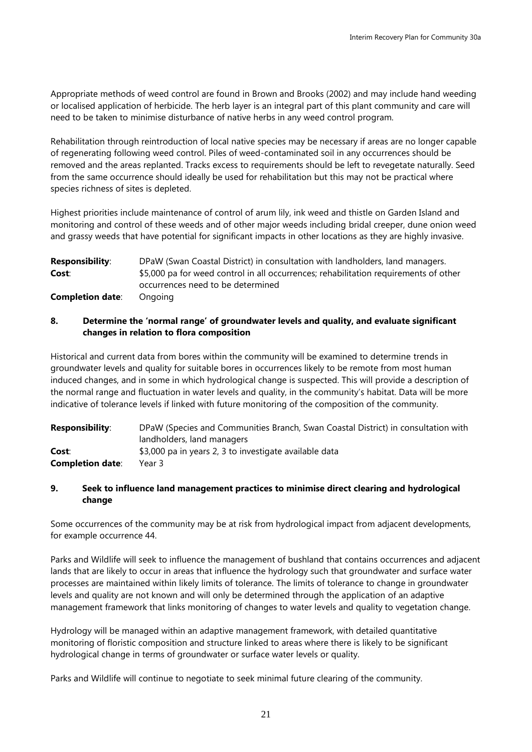Appropriate methods of weed control are found in Brown and Brooks (2002) and may include hand weeding or localised application of herbicide. The herb layer is an integral part of this plant community and care will need to be taken to minimise disturbance of native herbs in any weed control program.

Rehabilitation through reintroduction of local native species may be necessary if areas are no longer capable of regenerating following weed control. Piles of weed-contaminated soil in any occurrences should be removed and the areas replanted. Tracks excess to requirements should be left to revegetate naturally. Seed from the same occurrence should ideally be used for rehabilitation but this may not be practical where species richness of sites is depleted.

Highest priorities include maintenance of control of arum lily, ink weed and thistle on Garden Island and monitoring and control of these weeds and of other major weeds including bridal creeper, dune onion weed and grassy weeds that have potential for significant impacts in other locations as they are highly invasive.

**Responsibility**: DPaW (Swan Coastal District) in consultation with landholders, land managers.
**Cost**: $5,000 pa for weed control in all occurrences; rehabilitation requirements of other occurrences need to be determined
**Completion date**: Ongoing

## 8. Determine the 'normal range' of groundwater levels and quality, and evaluate significant changes in relation to flora composition

Historical and current data from bores within the community will be examined to determine trends in groundwater levels and quality for suitable bores in occurrences likely to be remote from most human induced changes, and in some in which hydrological change is suspected. This will provide a description of the normal range and fluctuation in water levels and quality, in the community's habitat. Data will be more indicative of tolerance levels if linked with future monitoring of the composition of the community.

**Responsibility**: DPaW (Species and Communities Branch, Swan Coastal District) in consultation with landholders, land managers
**Cost**: $3,000 pa in years 2, 3 to investigate available data
**Completion date**: Year 3

## 9. Seek to influence land management practices to minimise direct clearing and hydrological change

Some occurrences of the community may be at risk from hydrological impact from adjacent developments, for example occurrence 44.

Parks and Wildlife will seek to influence the management of bushland that contains occurrences and adjacent lands that are likely to occur in areas that influence the hydrology such that groundwater and surface water processes are maintained within likely limits of tolerance. The limits of tolerance to change in groundwater levels and quality are not known and will only be determined through the application of an adaptive management framework that links monitoring of changes to water levels and quality to vegetation change.

Hydrology will be managed within an adaptive management framework, with detailed quantitative monitoring of floristic composition and structure linked to areas where there is likely to be significant hydrological change in terms of groundwater or surface water levels or quality.

Parks and Wildlife will continue to negotiate to seek minimal future clearing of the community.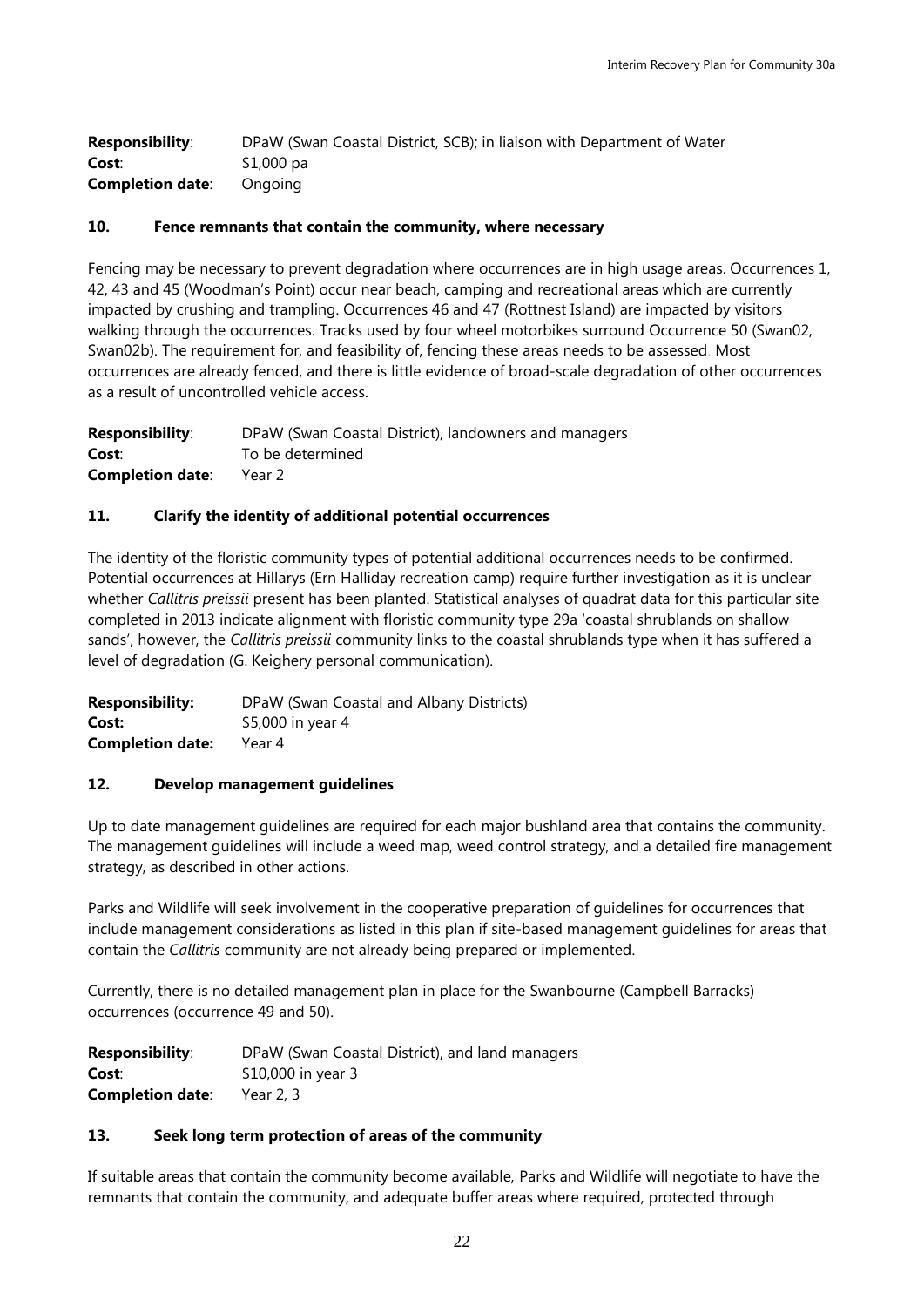**Responsibility**: DPaW (Swan Coastal District, SCB); in liaison with Department of Water
**Cost**: $1,000 pa
**Completion date**: Ongoing

## 10. Fence remnants that contain the community, where necessary

Fencing may be necessary to prevent degradation where occurrences are in high usage areas. Occurrences 1, 42, 43 and 45 (Woodman's Point) occur near beach, camping and recreational areas which are currently impacted by crushing and trampling. Occurrences 46 and 47 (Rottnest Island) are impacted by visitors walking through the occurrences. Tracks used by four wheel motorbikes surround Occurrence 50 (Swan02, Swan02b). The requirement for, and feasibility of, fencing these areas needs to be assessed. Most occurrences are already fenced, and there is little evidence of broad-scale degradation of other occurrences as a result of uncontrolled vehicle access.

**Responsibility**: DPaW (Swan Coastal District), landowners and managers
**Cost**: To be determined
**Completion date**: Year 2

## 11. Clarify the identity of additional potential occurrences

The identity of the floristic community types of potential additional occurrences needs to be confirmed. Potential occurrences at Hillarys (Ern Halliday recreation camp) require further investigation as it is unclear whether *Callitris preissii* present has been planted. Statistical analyses of quadrat data for this particular site completed in 2013 indicate alignment with floristic community type 29a 'coastal shrublands on shallow sands', however, the *Callitris preissii* community links to the coastal shrublands type when it has suffered a level of degradation (G. Keighery personal communication).

**Responsibility:** DPaW (Swan Coastal and Albany Districts)
**Cost:** $5,000 in year 4
**Completion date:** Year 4

## 12. Develop management guidelines

Up to date management guidelines are required for each major bushland area that contains the community. The management guidelines will include a weed map, weed control strategy, and a detailed fire management strategy, as described in other actions.

Parks and Wildlife will seek involvement in the cooperative preparation of guidelines for occurrences that include management considerations as listed in this plan if site-based management guidelines for areas that contain the *Callitris* community are not already being prepared or implemented.

Currently, there is no detailed management plan in place for the Swanbourne (Campbell Barracks) occurrences (occurrence 49 and 50).

**Responsibility**: DPaW (Swan Coastal District), and land managers
**Cost**: $10,000 in year 3
**Completion date**: Year 2, 3

## 13. Seek long term protection of areas of the community

If suitable areas that contain the community become available, Parks and Wildlife will negotiate to have the remnants that contain the community, and adequate buffer areas where required, protected through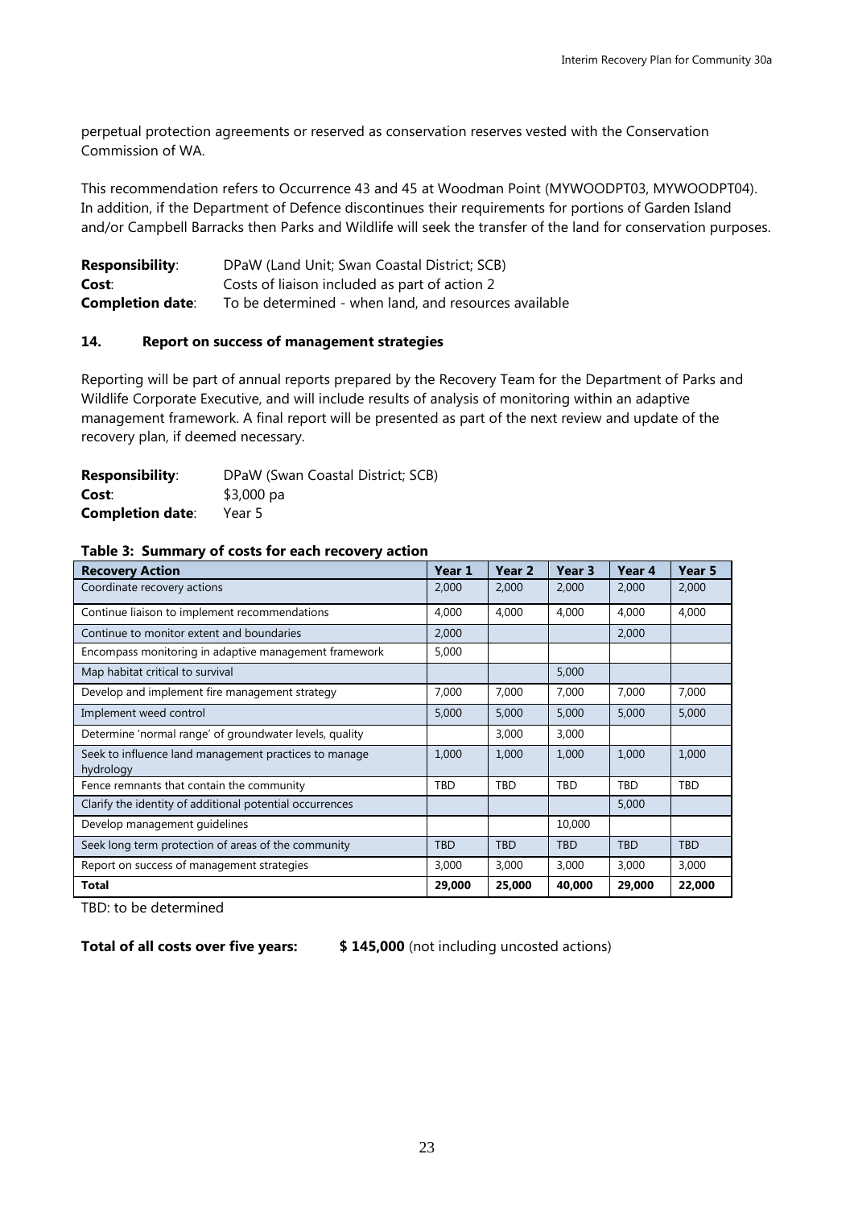perpetual protection agreements or reserved as conservation reserves vested with the Conservation Commission of WA.

This recommendation refers to Occurrence 43 and 45 at Woodman Point (MYWOODPT03, MYWOODPT04). In addition, if the Department of Defence discontinues their requirements for portions of Garden Island and/or Campbell Barracks then Parks and Wildlife will seek the transfer of the land for conservation purposes.

**Responsibility**: DPaW (Land Unit; Swan Coastal District; SCB)
**Cost**: Costs of liaison included as part of action 2
**Completion date**: To be determined - when land, and resources available

### 14. Report on success of management strategies

Reporting will be part of annual reports prepared by the Recovery Team for the Department of Parks and Wildlife Corporate Executive, and will include results of analysis of monitoring within an adaptive management framework. A final report will be presented as part of the next review and update of the recovery plan, if deemed necessary.

**Responsibility**: DPaW (Swan Coastal District; SCB)
**Cost**: $3,000 pa
**Completion date**: Year 5

**Table 3: Summary of costs for each recovery action**

| Recovery Action | Year 1 | Year 2 | Year 3 | Year 4 | Year 5 |
|---|---|---|---|---|---|
| Coordinate recovery actions | 2,000 | 2,000 | 2,000 | 2,000 | 2,000 |
| Continue liaison to implement recommendations | 4,000 | 4,000 | 4,000 | 4,000 | 4,000 |
| Continue to monitor extent and boundaries | 2,000 | | | 2,000 | |
| Encompass monitoring in adaptive management framework | 5,000 | | | | |
| Map habitat critical to survival | | | 5,000 | | |
| Develop and implement fire management strategy | 7,000 | 7,000 | 7,000 | 7,000 | 7,000 |
| Implement weed control | 5,000 | 5,000 | 5,000 | 5,000 | 5,000 |
| Determine 'normal range' of groundwater levels, quality | | 3,000 | 3,000 | | |
| Seek to influence land management practices to manage hydrology | 1,000 | 1,000 | 1,000 | 1,000 | 1,000 |
| Fence remnants that contain the community | TBD | TBD | TBD | TBD | TBD |
| Clarify the identity of additional potential occurrences | | | | 5,000 | |
| Develop management guidelines | | | 10,000 | | |
| Seek long term protection of areas of the community | TBD | TBD | TBD | TBD | TBD |
| Report on success of management strategies | 3,000 | 3,000 | 3,000 | 3,000 | 3,000 |
| **Total** | **29,000** | **25,000** | **40,000** | **29,000** | **22,000** |

TBD: to be determined

**Total of all costs over five years:** **$ 145,000** (not including uncosted actions)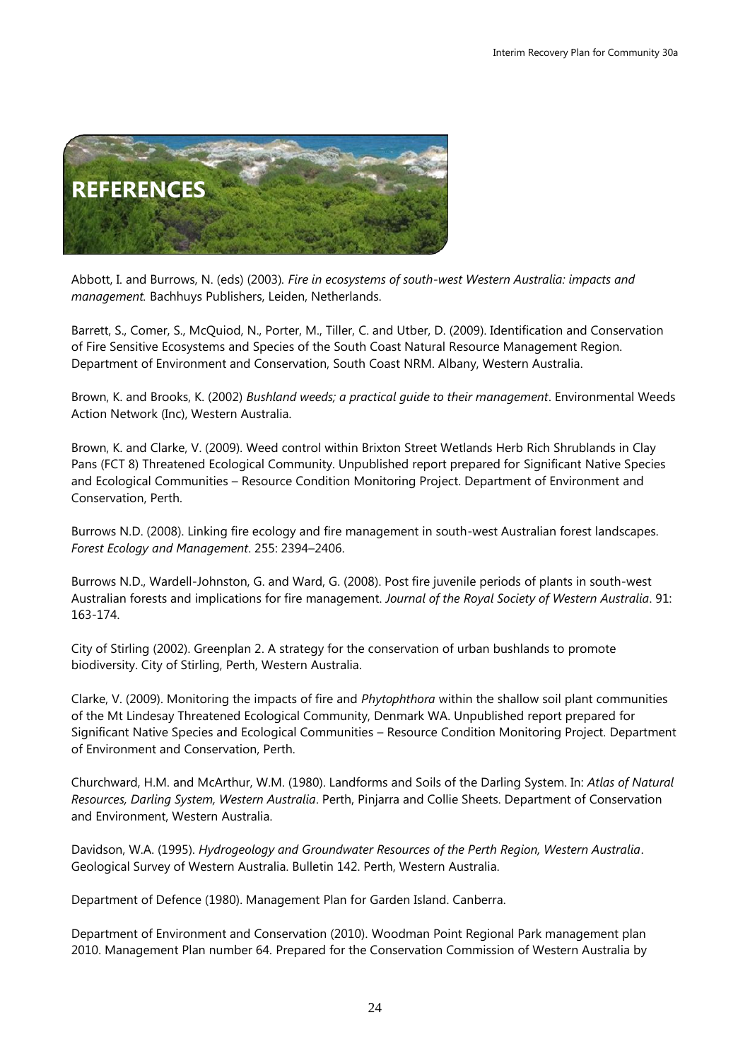# REFERENCES

Abbott, I. and Burrows, N. (eds) (2003). *Fire in ecosystems of south-west Western Australia: impacts and management.* Bachhuys Publishers, Leiden, Netherlands.

Barrett, S., Comer, S., McQuiod, N., Porter, M., Tiller, C. and Utber, D. (2009). Identification and Conservation of Fire Sensitive Ecosystems and Species of the South Coast Natural Resource Management Region. Department of Environment and Conservation, South Coast NRM. Albany, Western Australia.

Brown, K. and Brooks, K. (2002) *Bushland weeds; a practical guide to their management*. Environmental Weeds Action Network (Inc), Western Australia.

Brown, K. and Clarke, V. (2009). Weed control within Brixton Street Wetlands Herb Rich Shrublands in Clay Pans (FCT 8) Threatened Ecological Community. Unpublished report prepared for Significant Native Species and Ecological Communities – Resource Condition Monitoring Project. Department of Environment and Conservation, Perth.

Burrows N.D. (2008). Linking fire ecology and fire management in south-west Australian forest landscapes. *Forest Ecology and Management*. 255: 2394–2406.

Burrows N.D., Wardell-Johnston, G. and Ward, G. (2008). Post fire juvenile periods of plants in south-west Australian forests and implications for fire management. *Journal of the Royal Society of Western Australia*. 91: 163-174.

City of Stirling (2002). Greenplan 2. A strategy for the conservation of urban bushlands to promote biodiversity. City of Stirling, Perth, Western Australia.

Clarke, V. (2009). Monitoring the impacts of fire and *Phytophthora* within the shallow soil plant communities of the Mt Lindesay Threatened Ecological Community, Denmark WA. Unpublished report prepared for Significant Native Species and Ecological Communities – Resource Condition Monitoring Project. Department of Environment and Conservation, Perth.

Churchward, H.M. and McArthur, W.M. (1980). Landforms and Soils of the Darling System. In: *Atlas of Natural Resources, Darling System, Western Australia*. Perth, Pinjarra and Collie Sheets. Department of Conservation and Environment, Western Australia.

Davidson, W.A. (1995). *Hydrogeology and Groundwater Resources of the Perth Region, Western Australia*. Geological Survey of Western Australia. Bulletin 142. Perth, Western Australia.

Department of Defence (1980). Management Plan for Garden Island. Canberra.

Department of Environment and Conservation (2010). Woodman Point Regional Park management plan 2010. Management Plan number 64. Prepared for the Conservation Commission of Western Australia by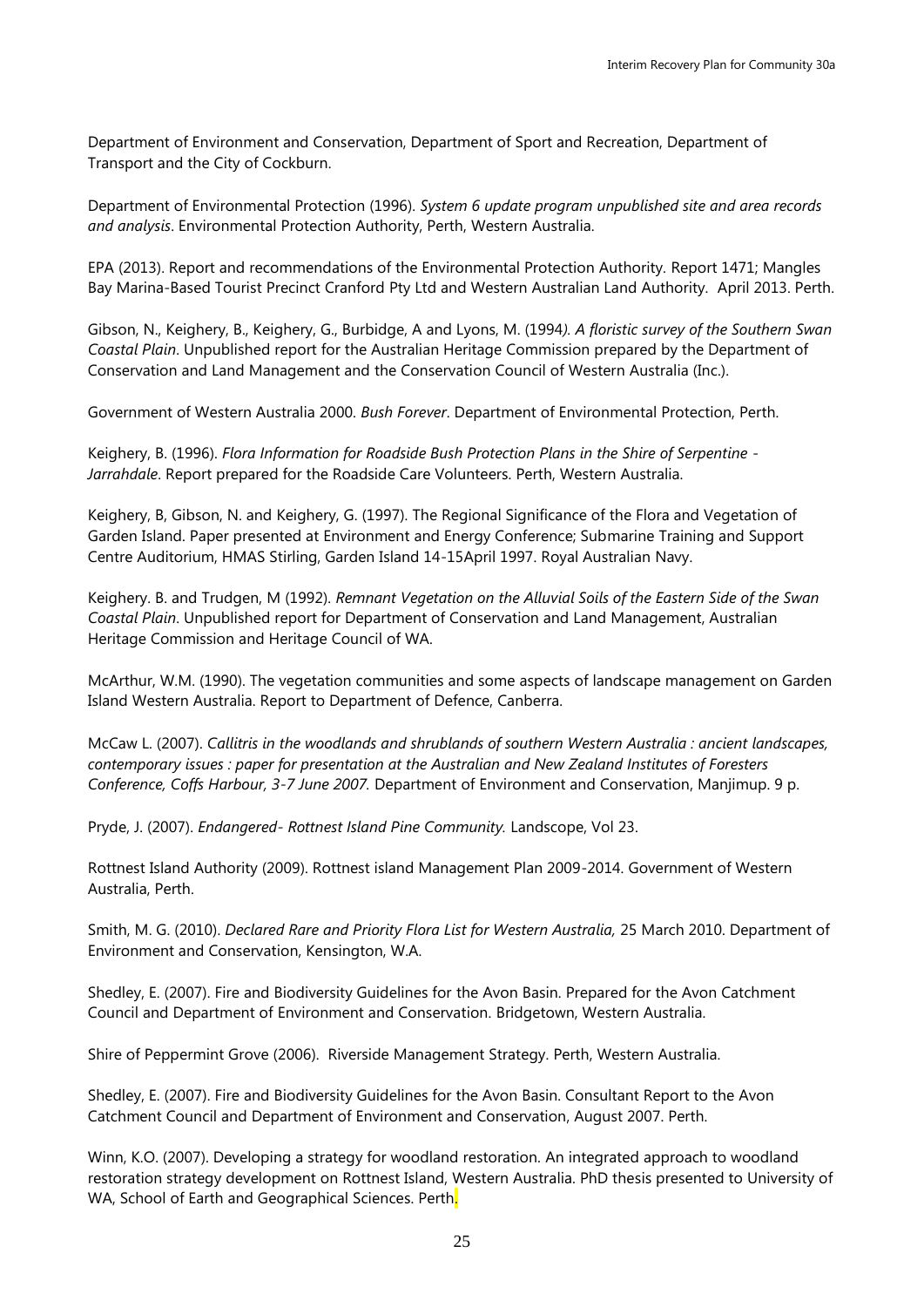Department of Environment and Conservation, Department of Sport and Recreation, Department of Transport and the City of Cockburn.

Department of Environmental Protection (1996). *System 6 update program unpublished site and area records and analysis*. Environmental Protection Authority, Perth, Western Australia.

EPA (2013). Report and recommendations of the Environmental Protection Authority. Report 1471; Mangles Bay Marina-Based Tourist Precinct Cranford Pty Ltd and Western Australian Land Authority. April 2013. Perth.

Gibson, N., Keighery, B., Keighery, G., Burbidge, A and Lyons, M. (1994*). A floristic survey of the Southern Swan Coastal Plain*. Unpublished report for the Australian Heritage Commission prepared by the Department of Conservation and Land Management and the Conservation Council of Western Australia (Inc.).

Government of Western Australia 2000. *Bush Forever*. Department of Environmental Protection, Perth.

Keighery, B. (1996). *Flora Information for Roadside Bush Protection Plans in the Shire of Serpentine - Jarrahdale*. Report prepared for the Roadside Care Volunteers. Perth, Western Australia.

Keighery, B, Gibson, N. and Keighery, G. (1997). The Regional Significance of the Flora and Vegetation of Garden Island. Paper presented at Environment and Energy Conference; Submarine Training and Support Centre Auditorium, HMAS Stirling, Garden Island 14-15April 1997. Royal Australian Navy.

Keighery. B. and Trudgen, M (1992). *Remnant Vegetation on the Alluvial Soils of the Eastern Side of the Swan Coastal Plain*. Unpublished report for Department of Conservation and Land Management, Australian Heritage Commission and Heritage Council of WA.

McArthur, W.M. (1990). The vegetation communities and some aspects of landscape management on Garden Island Western Australia. Report to Department of Defence, Canberra.

McCaw L. (2007). *Callitris in the woodlands and shrublands of southern Western Australia : ancient landscapes, contemporary issues : paper for presentation at the Australian and New Zealand Institutes of Foresters Conference, Coffs Harbour, 3-7 June 2007.* Department of Environment and Conservation, Manjimup. 9 p.

Pryde, J. (2007). *Endangered- Rottnest Island Pine Community.* Landscope, Vol 23.

Rottnest Island Authority (2009). Rottnest island Management Plan 2009-2014. Government of Western Australia, Perth.

Smith, M. G. (2010). *Declared Rare and Priority Flora List for Western Australia,* 25 March 2010. Department of Environment and Conservation, Kensington, W.A.

Shedley, E. (2007). Fire and Biodiversity Guidelines for the Avon Basin. Prepared for the Avon Catchment Council and Department of Environment and Conservation. Bridgetown, Western Australia.

Shire of Peppermint Grove (2006). Riverside Management Strategy. Perth, Western Australia.

Shedley, E. (2007). Fire and Biodiversity Guidelines for the Avon Basin. Consultant Report to the Avon Catchment Council and Department of Environment and Conservation, August 2007. Perth.

Winn, K.O. (2007). Developing a strategy for woodland restoration. An integrated approach to woodland restoration strategy development on Rottnest Island, Western Australia. PhD thesis presented to University of WA, School of Earth and Geographical Sciences. Perth.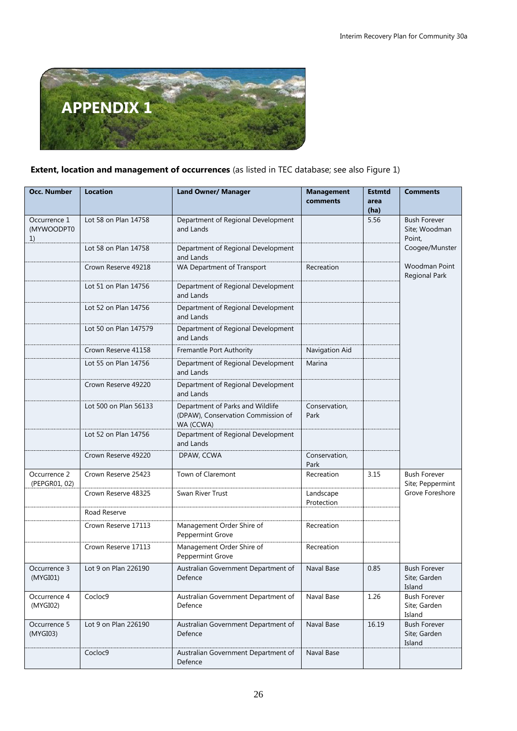# APPENDIX 1

**Extent, location and management of occurrences** (as listed in TEC database; see also Figure 1)

| Occ. Number | Location | Land Owner/ Manager | Management comments | Estmtd area (ha) | Comments |
|---|---|---|---|---|---|
| Occurrence 1 (MYWOODPT01) | Lot 58 on Plan 14758 | Department of Regional Development and Lands | | 5.56 | Bush Forever Site; Woodman Point, Coogee/Munster |
| | Lot 58 on Plan 14758 | Department of Regional Development and Lands | | | |
| | Crown Reserve 49218 | WA Department of Transport | Recreation | | Woodman Point Regional Park |
| | Lot 51 on Plan 14756 | Department of Regional Development and Lands | | | |
| | Lot 52 on Plan 14756 | Department of Regional Development and Lands | | | |
| | Lot 50 on Plan 147579 | Department of Regional Development and Lands | | | |
| | Crown Reserve 41158 | Fremantle Port Authority | Navigation Aid | | |
| | Lot 55 on Plan 14756 | Department of Regional Development and Lands | Marina | | |
| | Crown Reserve 49220 | Department of Regional Development and Lands | | | |
| | Lot 500 on Plan 56133 | Department of Parks and Wildlife (DPAW), Conservation Commission of WA (CCWA) | Conservation, Park | | |
| | Lot 52 on Plan 14756 | Department of Regional Development and Lands | | | |
| | Crown Reserve 49220 | DPAW, CCWA | Conservation, Park | | |
| Occurrence 2 (PEPGR01, 02) | Crown Reserve 25423 | Town of Claremont | Recreation | 3.15 | Bush Forever Site; Peppermint Grove Foreshore |
| | Crown Reserve 48325 | Swan River Trust | Landscape Protection | | |
| | Road Reserve | | | | |
| | Crown Reserve 17113 | Management Order Shire of Peppermint Grove | Recreation | | |
| | Crown Reserve 17113 | Management Order Shire of Peppermint Grove | Recreation | | |
| Occurrence 3 (MYGI01) | Lot 9 on Plan 226190 | Australian Government Department of Defence | Naval Base | 0.85 | Bush Forever Site; Garden Island |
| Occurrence 4 (MYGI02) | Cocloc9 | Australian Government Department of Defence | Naval Base | 1.26 | Bush Forever Site; Garden Island |
| Occurrence 5 (MYGI03) | Lot 9 on Plan 226190 | Australian Government Department of Defence | Naval Base | 16.19 | Bush Forever Site; Garden Island |
| | Cocloc9 | Australian Government Department of Defence | Naval Base | | |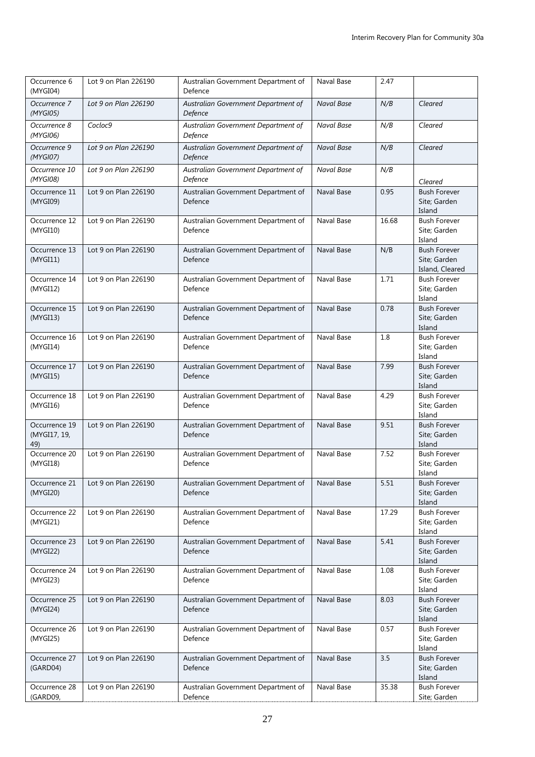| Occurrence 6 (MYGI04) | Lot 9 on Plan 226190 | Australian Government Department of Defence | Naval Base | 2.47 | |
|---|---|---|---|---|---|
| *Occurrence 7 (MYGI05)* | *Lot 9 on Plan 226190* | *Australian Government Department of Defence* | *Naval Base* | *N/B* | *Cleared* |
| *Occurrence 8 (MYGI06)* | *Cocloc9* | *Australian Government Department of Defence* | *Naval Base* | *N/B* | *Cleared* |
| *Occurrence 9 (MYGI07)* | *Lot 9 on Plan 226190* | *Australian Government Department of Defence* | *Naval Base* | *N/B* | *Cleared* |
| *Occurrence 10 (MYGI08)* | *Lot 9 on Plan 226190* | *Australian Government Department of Defence* | *Naval Base* | *N/B* | *Cleared* |
| Occurrence 11 (MYGI09) | Lot 9 on Plan 226190 | Australian Government Department of Defence | Naval Base | 0.95 | Bush Forever Site; Garden Island |
| Occurrence 12 (MYGI10) | Lot 9 on Plan 226190 | Australian Government Department of Defence | Naval Base | 16.68 | Bush Forever Site; Garden Island |
| Occurrence 13 (MYGI11) | Lot 9 on Plan 226190 | Australian Government Department of Defence | Naval Base | N/B | Bush Forever Site; Garden Island, Cleared |
| Occurrence 14 (MYGI12) | Lot 9 on Plan 226190 | Australian Government Department of Defence | Naval Base | 1.71 | Bush Forever Site; Garden Island |
| Occurrence 15 (MYGI13) | Lot 9 on Plan 226190 | Australian Government Department of Defence | Naval Base | 0.78 | Bush Forever Site; Garden Island |
| Occurrence 16 (MYGI14) | Lot 9 on Plan 226190 | Australian Government Department of Defence | Naval Base | 1.8 | Bush Forever Site; Garden Island |
| Occurrence 17 (MYGI15) | Lot 9 on Plan 226190 | Australian Government Department of Defence | Naval Base | 7.99 | Bush Forever Site; Garden Island |
| Occurrence 18 (MYGI16) | Lot 9 on Plan 226190 | Australian Government Department of Defence | Naval Base | 4.29 | Bush Forever Site; Garden Island |
| Occurrence 19 (MYGI17, 19, 49) | Lot 9 on Plan 226190 | Australian Government Department of Defence | Naval Base | 9.51 | Bush Forever Site; Garden Island |
| Occurrence 20 (MYGI18) | Lot 9 on Plan 226190 | Australian Government Department of Defence | Naval Base | 7.52 | Bush Forever Site; Garden Island |
| Occurrence 21 (MYGI20) | Lot 9 on Plan 226190 | Australian Government Department of Defence | Naval Base | 5.51 | Bush Forever Site; Garden Island |
| Occurrence 22 (MYGI21) | Lot 9 on Plan 226190 | Australian Government Department of Defence | Naval Base | 17.29 | Bush Forever Site; Garden Island |
| Occurrence 23 (MYGI22) | Lot 9 on Plan 226190 | Australian Government Department of Defence | Naval Base | 5.41 | Bush Forever Site; Garden Island |
| Occurrence 24 (MYGI23) | Lot 9 on Plan 226190 | Australian Government Department of Defence | Naval Base | 1.08 | Bush Forever Site; Garden Island |
| Occurrence 25 (MYGI24) | Lot 9 on Plan 226190 | Australian Government Department of Defence | Naval Base | 8.03 | Bush Forever Site; Garden Island |
| Occurrence 26 (MYGI25) | Lot 9 on Plan 226190 | Australian Government Department of Defence | Naval Base | 0.57 | Bush Forever Site; Garden Island |
| Occurrence 27 (GARD04) | Lot 9 on Plan 226190 | Australian Government Department of Defence | Naval Base | 3.5 | Bush Forever Site; Garden Island |
| Occurrence 28 (GARD09, | Lot 9 on Plan 226190 | Australian Government Department of Defence | Naval Base | 35.38 | Bush Forever Site; Garden |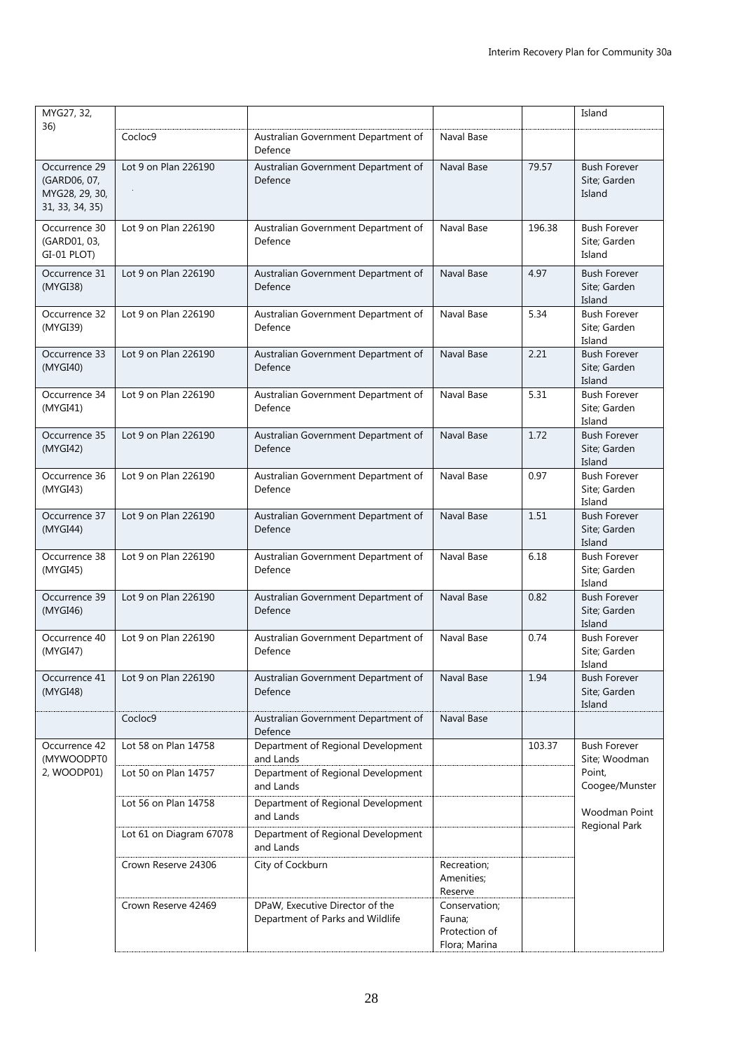| | | | | | |
|---|---|---|---|---|---|
| MYG27, 32, 36) | | | | | Island |
| | Cocloc9 | Australian Government Department of Defence | Naval Base | | |
| Occurrence 29 (GARD06, 07, MYG28, 29, 30, 31, 33, 34, 35) | Lot 9 on Plan 226190 | Australian Government Department of Defence | Naval Base | 79.57 | Bush Forever Site; Garden Island |
| Occurrence 30 (GARD01, 03, GI-01 PLOT) | Lot 9 on Plan 226190 | Australian Government Department of Defence | Naval Base | 196.38 | Bush Forever Site; Garden Island |
| Occurrence 31 (MYGI38) | Lot 9 on Plan 226190 | Australian Government Department of Defence | Naval Base | 4.97 | Bush Forever Site; Garden Island |
| Occurrence 32 (MYGI39) | Lot 9 on Plan 226190 | Australian Government Department of Defence | Naval Base | 5.34 | Bush Forever Site; Garden Island |
| Occurrence 33 (MYGI40) | Lot 9 on Plan 226190 | Australian Government Department of Defence | Naval Base | 2.21 | Bush Forever Site; Garden Island |
| Occurrence 34 (MYGI41) | Lot 9 on Plan 226190 | Australian Government Department of Defence | Naval Base | 5.31 | Bush Forever Site; Garden Island |
| Occurrence 35 (MYGI42) | Lot 9 on Plan 226190 | Australian Government Department of Defence | Naval Base | 1.72 | Bush Forever Site; Garden Island |
| Occurrence 36 (MYGI43) | Lot 9 on Plan 226190 | Australian Government Department of Defence | Naval Base | 0.97 | Bush Forever Site; Garden Island |
| Occurrence 37 (MYGI44) | Lot 9 on Plan 226190 | Australian Government Department of Defence | Naval Base | 1.51 | Bush Forever Site; Garden Island |
| Occurrence 38 (MYGI45) | Lot 9 on Plan 226190 | Australian Government Department of Defence | Naval Base | 6.18 | Bush Forever Site; Garden Island |
| Occurrence 39 (MYGI46) | Lot 9 on Plan 226190 | Australian Government Department of Defence | Naval Base | 0.82 | Bush Forever Site; Garden Island |
| Occurrence 40 (MYGI47) | Lot 9 on Plan 226190 | Australian Government Department of Defence | Naval Base | 0.74 | Bush Forever Site; Garden Island |
| Occurrence 41 (MYGI48) | Lot 9 on Plan 226190 | Australian Government Department of Defence | Naval Base | 1.94 | Bush Forever Site; Garden Island |
| | Cocloc9 | Australian Government Department of Defence | Naval Base | | |
| Occurrence 42 (MYWOODPT02, WOODP01) | Lot 58 on Plan 14758 | Department of Regional Development and Lands | | 103.37 | Bush Forever Site; Woodman Point, Coogee/Munster<br><br>Woodman Point Regional Park |
| | Lot 50 on Plan 14757 | Department of Regional Development and Lands | | | |
| | Lot 56 on Plan 14758 | Department of Regional Development and Lands | | | |
| | Lot 61 on Diagram 67078 | Department of Regional Development and Lands | | | |
| | Crown Reserve 24306 | City of Cockburn | Recreation; Amenities; Reserve | | |
| | Crown Reserve 42469 | DPaW, Executive Director of the Department of Parks and Wildlife | Conservation; Fauna; Protection of Flora; Marina | | |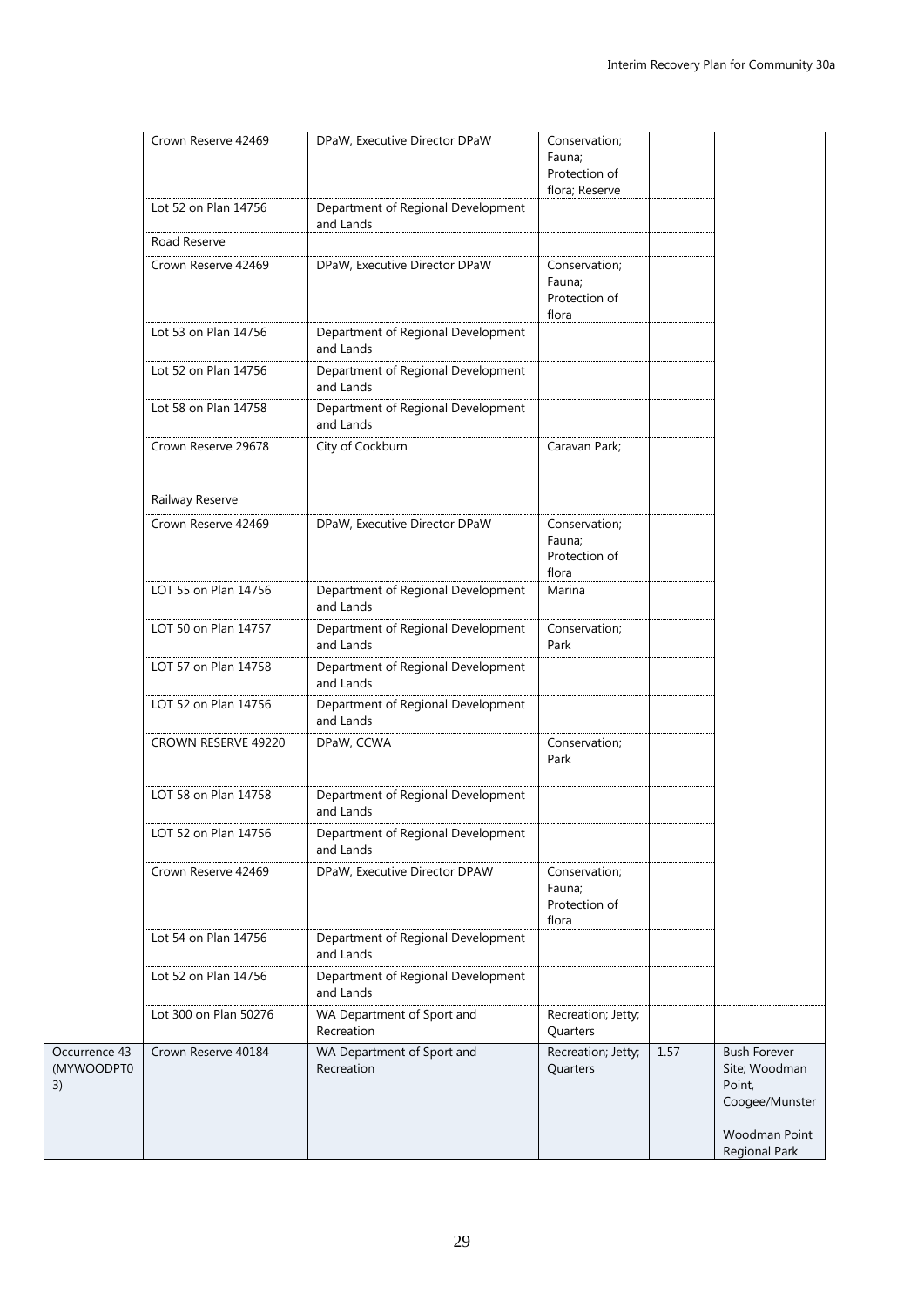| | | | | | |
|---|---|---|---|---|---|
| | Crown Reserve 42469 | DPaW, Executive Director DPaW | Conservation; Fauna; Protection of flora; Reserve | | |
| | Lot 52 on Plan 14756 | Department of Regional Development and Lands | | | |
| | Road Reserve | | | | |
| | Crown Reserve 42469 | DPaW, Executive Director DPaW | Conservation; Fauna; Protection of flora | | |
| | Lot 53 on Plan 14756 | Department of Regional Development and Lands | | | |
| | Lot 52 on Plan 14756 | Department of Regional Development and Lands | | | |
| | Lot 58 on Plan 14758 | Department of Regional Development and Lands | | | |
| | Crown Reserve 29678 | City of Cockburn | Caravan Park; | | |
| | Railway Reserve | | | | |
| | Crown Reserve 42469 | DPaW, Executive Director DPaW | Conservation; Fauna; Protection of flora | | |
| | LOT 55 on Plan 14756 | Department of Regional Development and Lands | Marina | | |
| | LOT 50 on Plan 14757 | Department of Regional Development and Lands | Conservation; Park | | |
| | LOT 57 on Plan 14758 | Department of Regional Development and Lands | | | |
| | LOT 52 on Plan 14756 | Department of Regional Development and Lands | | | |
| | CROWN RESERVE 49220 | DPaW, CCWA | Conservation; Park | | |
| | LOT 58 on Plan 14758 | Department of Regional Development and Lands | | | |
| | LOT 52 on Plan 14756 | Department of Regional Development and Lands | | | |
| | Crown Reserve 42469 | DPaW, Executive Director DPAW | Conservation; Fauna; Protection of flora | | |
| | Lot 54 on Plan 14756 | Department of Regional Development and Lands | | | |
| | Lot 52 on Plan 14756 | Department of Regional Development and Lands | | | |
| | Lot 300 on Plan 50276 | WA Department of Sport and Recreation | Recreation; Jetty; Quarters | | |
| Occurrence 43 (MYWOODPT03) | Crown Reserve 40184 | WA Department of Sport and Recreation | Recreation; Jetty; Quarters | 1.57 | Bush Forever Site; Woodman Point, Coogee/Munster<br><br>Woodman Point Regional Park |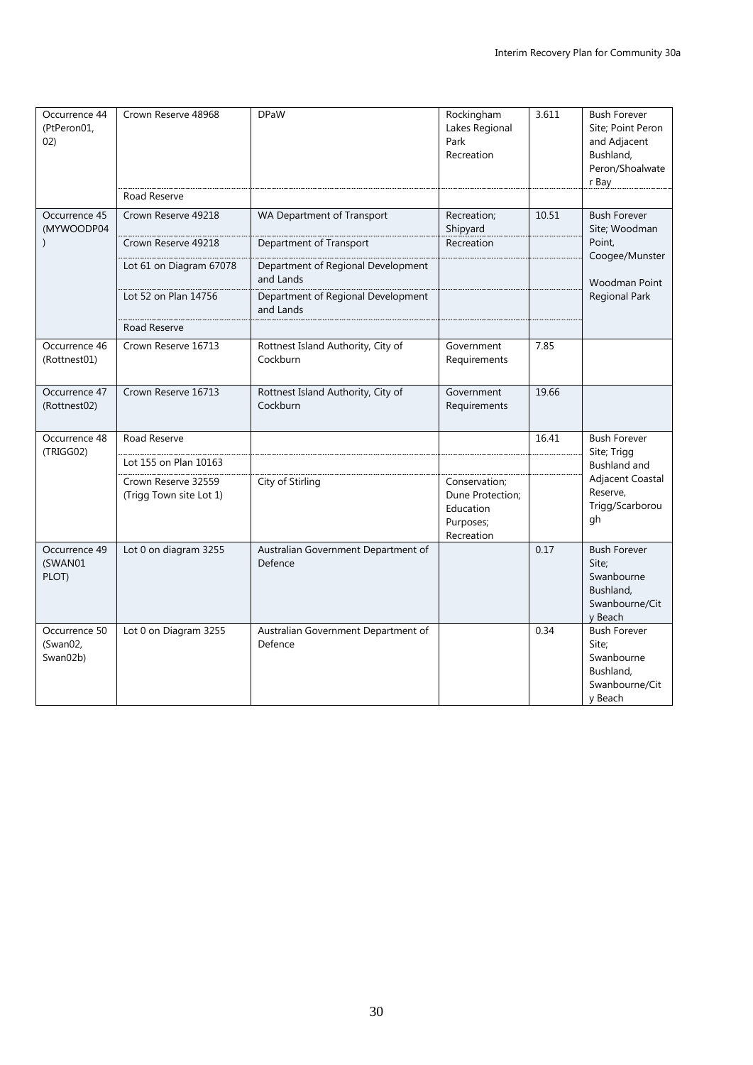| Occurrence 44 (PtPeron01, 02) | Crown Reserve 48968 | DPaW | Rockingham Lakes Regional Park Recreation | 3.611 | Bush Forever Site; Point Peron and Adjacent Bushland, Peron/Shoalwater Bay |
|---|---|---|---|---|---|
| | Road Reserve | | | | |
| Occurrence 45 (MYWOODP04) | Crown Reserve 49218 | WA Department of Transport | Recreation; Shipyard | 10.51 | Bush Forever Site; Woodman Point, Coogee/Munster Woodman Point Regional Park |
| | Crown Reserve 49218 | Department of Transport | Recreation | | |
| | Lot 61 on Diagram 67078 | Department of Regional Development and Lands | | | |
| | Lot 52 on Plan 14756 | Department of Regional Development and Lands | | | |
| | Road Reserve | | | | |
| Occurrence 46 (Rottnest01) | Crown Reserve 16713 | Rottnest Island Authority, City of Cockburn | Government Requirements | 7.85 | |
| Occurrence 47 (Rottnest02) | Crown Reserve 16713 | Rottnest Island Authority, City of Cockburn | Government Requirements | 19.66 | |
| Occurrence 48 (TRIGG02) | Road Reserve | | | 16.41 | Bush Forever Site; Trigg Bushland and Adjacent Coastal Reserve, Trigg/Scarborough |
| | Lot 155 on Plan 10163 | | | | |
| | Crown Reserve 32559 (Trigg Town site Lot 1) | City of Stirling | Conservation; Dune Protection; Education Purposes; Recreation | | |
| Occurrence 49 (SWAN01 PLOT) | Lot 0 on diagram 3255 | Australian Government Department of Defence | | 0.17 | Bush Forever Site; Swanbourne Bushland, Swanbourne/City Beach |
| Occurrence 50 (Swan02, Swan02b) | Lot 0 on Diagram 3255 | Australian Government Department of Defence | | 0.34 | Bush Forever Site; Swanbourne Bushland, Swanbourne/City Beach |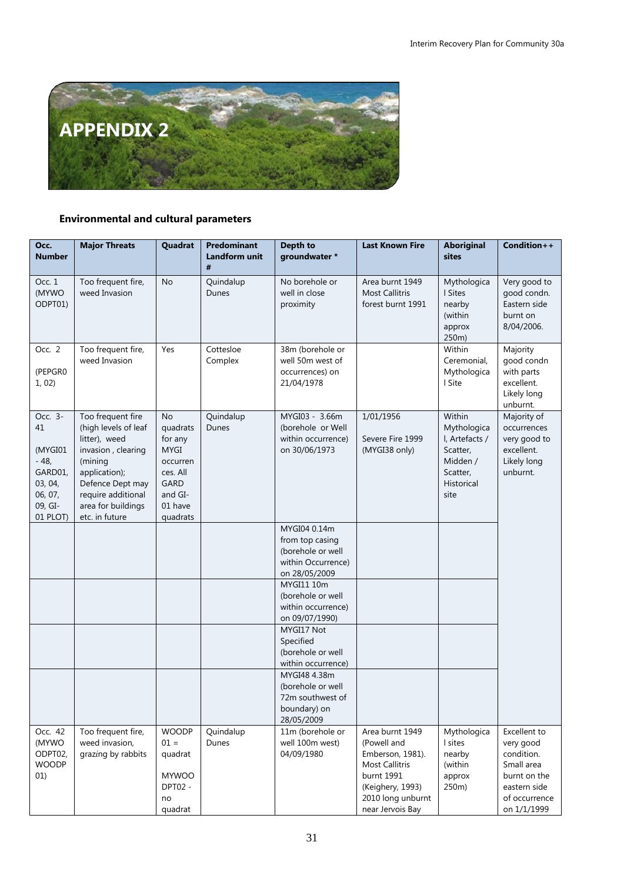# APPENDIX 2

**Environmental and cultural parameters**

| Occ. Number | Major Threats | Quadrat | Predominant Landform unit # | Depth to groundwater * | Last Known Fire | Aboriginal sites | Condition++ |
|---|---|---|---|---|---|---|---|
| Occ. 1 (MYWOODPT01) | Too frequent fire, weed Invasion | No | Quindalup Dunes | No borehole or well in close proximity | Area burnt 1949 Most Callitris forest burnt 1991 | Mythological Sites nearby (within approx 250m) | Very good to good condn. Eastern side burnt on 8/04/2006. |
| Occ. 2 (PEGPGR01, 02) | Too frequent fire, weed Invasion | Yes | Cottesloe Complex | 38m (borehole or well 50m west of occurrences) on 21/04/1978 | | Within Ceremonial, Mythological Site | Majority good condn with parts excellent. Likely long unburnt. |
| Occ. 3-41 (MYGI01 - 48, GARD01, 03, 04, 06, 07, 09, GI-01 PLOT) | Too frequent fire (high levels of leaf litter), weed invasion, clearing (mining application); Defence Dept may require additional area for buildings etc. in future | No quadrats for any MYGI occurrences. All GARD and GI-01 have quadrats | Quindalup Dunes | MYGI03 - 3.66m (borehole or Well within occurrence) on 30/06/1973 | 1/01/1956<br>Severe Fire 1999 (MYGI38 only) | Within Mythological, Artefacts / Scatter, Midden / Scatter, Historical site | Majority of occurrences very good to excellent. Likely long unburnt. |
| | | | | MYGI04 0.14m from top casing (borehole or well within Occurrence) on 28/05/2009 | | | |
| | | | | MYGI11 10m (borehole or well within occurrence) on 09/07/1990) | | | |
| | | | | MYGI17 Not Specified (borehole or well within occurrence) | | | |
| | | | | MYGI48 4.38m (borehole or well 72m southwest of boundary) on 28/05/2009 | | | |
| Occ. 42 (MYWOODPT02, WOODP 01) | Too frequent fire, weed invasion, grazing by rabbits | WOODP 01 = quadrat<br>MYWOODPT02 - no quadrat | Quindalup Dunes | 11m (borehole or well 100m west) 04/09/1980 | Area burnt 1949 (Powell and Emberson, 1981). Most Callitris burnt 1991 (Keighery, 1993) 2010 long unburnt near Jervois Bay | Mythological sites nearby (within approx 250m) | Excellent to very good condition. Small area burnt on the eastern side of occurrence on 1/1/1999 |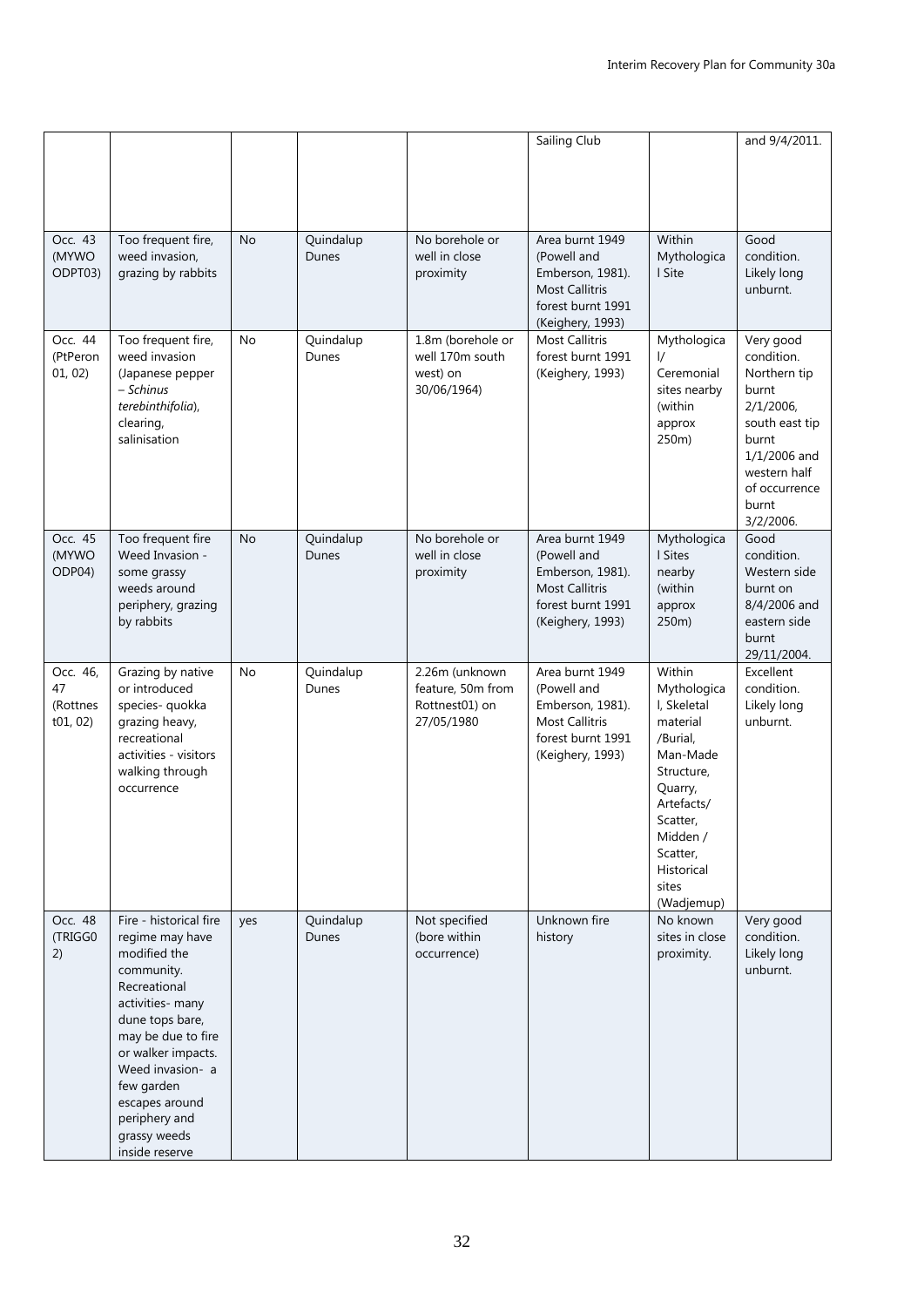|  |  |  |  |  | Sailing Club |  | and 9/4/2011. |
|---|---|---|---|---|---|---|---|
| Occ. 43 (MYWO ODPT03) | Too frequent fire, weed invasion, grazing by rabbits | No | Quindalup Dunes | No borehole or well in close proximity | Area burnt 1949 (Powell and Emberson, 1981). Most Callitris forest burnt 1991 (Keighery, 1993) | Within Mythological Site | Good condition. Likely long unburnt. |
| Occ. 44 (PtPeron 01, 02) | Too frequent fire, weed invasion (Japanese pepper – *Schinus terebinthifolia*), clearing, salinisation | No | Quindalup Dunes | 1.8m (borehole or well 170m south west) on 30/06/1964) | Most Callitris forest burnt 1991 (Keighery, 1993) | Mythological/ Ceremonial sites nearby (within approx 250m) | Very good condition. Northern tip burnt 2/1/2006, south east tip burnt 1/1/2006 and western half of occurrence burnt 3/2/2006. |
| Occ. 45 (MYWO ODP04) | Too frequent fire Weed Invasion - some grassy weeds around periphery, grazing by rabbits | No | Quindalup Dunes | No borehole or well in close proximity | Area burnt 1949 (Powell and Emberson, 1981). Most Callitris forest burnt 1991 (Keighery, 1993) | Mythological Sites nearby (within approx 250m) | Good condition. Western side burnt on 8/4/2006 and eastern side burnt 29/11/2004. |
| Occ. 46, 47 (Rottnest01, 02) | Grazing by native or introduced species- quokka grazing heavy, recreational activities - visitors walking through occurrence | No | Quindalup Dunes | 2.26m (unknown feature, 50m from Rottnest01) on 27/05/1980 | Area burnt 1949 (Powell and Emberson, 1981). Most Callitris forest burnt 1991 (Keighery, 1993) | Within Mythological, Skeletal material /Burial, Man-Made Structure, Quarry, Artefacts/ Scatter, Midden / Scatter, Historical sites (Wadjemup) | Excellent condition. Likely long unburnt. |
| Occ. 48 (TRIGG02) | Fire - historical fire regime may have modified the community. Recreational activities- many dune tops bare, may be due to fire or walker impacts. Weed invasion- a few garden escapes around periphery and grassy weeds inside reserve | yes | Quindalup Dunes | Not specified (bore within occurrence) | Unknown fire history | No known sites in close proximity. | Very good condition. Likely long unburnt. |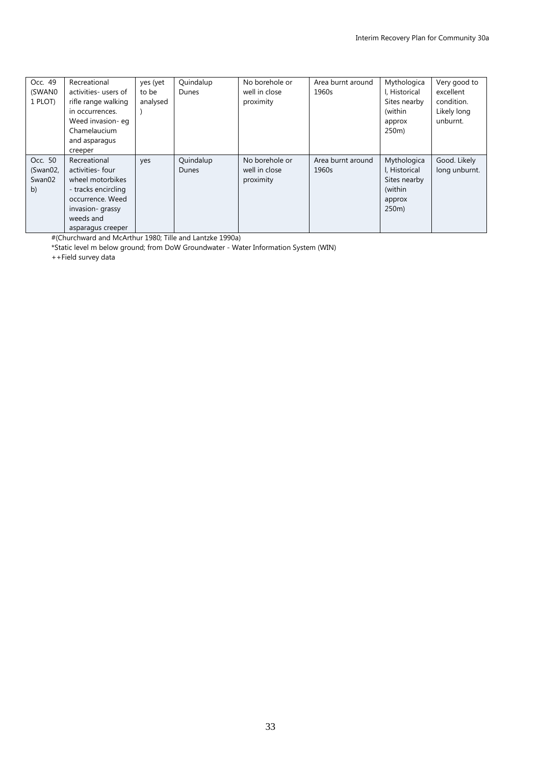| Occ. 49 (SWAN01 PLOT) | Recreational activities- users of rifle range walking in occurrences. Weed invasion- eg Chamelaucium and asparagus creeper | yes (yet to be analysed ) | Quindalup Dunes | No borehole or well in close proximity | Area burnt around 1960s | Mythological, Historical Sites nearby (within approx 250m) | Very good to excellent condition. Likely long unburnt. |
|---|---|---|---|---|---|---|---|
| Occ. 50 (Swan02, Swan02 b) | Recreational activities- four wheel motorbikes - tracks encircling occurrence. Weed invasion- grassy weeds and asparagus creeper | yes | Quindalup Dunes | No borehole or well in close proximity | Area burnt around 1960s | Mythological, Historical Sites nearby (within approx 250m) | Good. Likely long unburnt. |

#(Churchward and McArthur 1980; Tille and Lantzke 1990a)

*Static level m below ground; from DoW Groundwater - Water Information System (WIN)

++Field survey data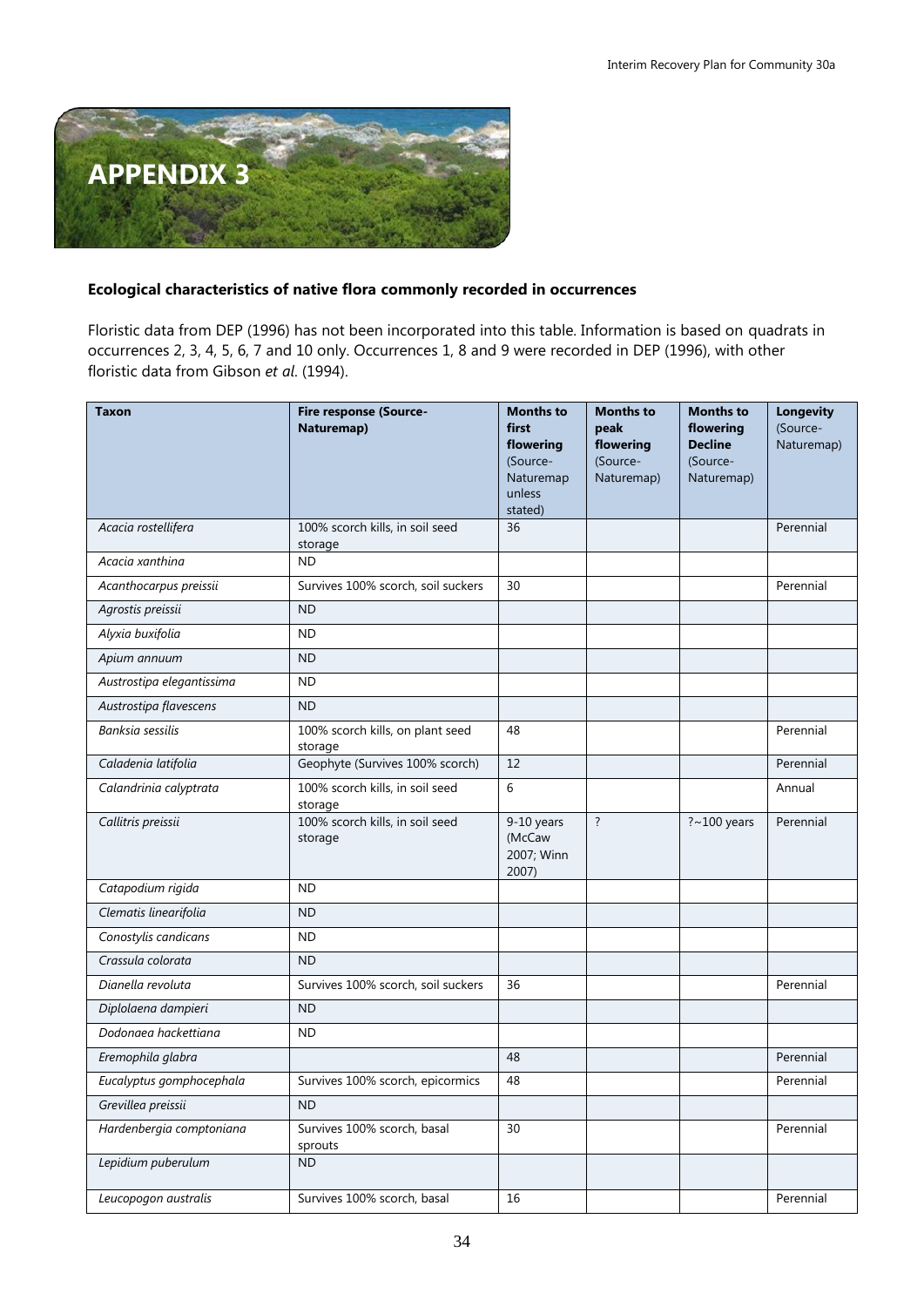# APPENDIX 3

**Ecological characteristics of native flora commonly recorded in occurrences**

Floristic data from DEP (1996) has not been incorporated into this table. Information is based on quadrats in occurrences 2, 3, 4, 5, 6, 7 and 10 only. Occurrences 1, 8 and 9 were recorded in DEP (1996), with other floristic data from Gibson *et al*. (1994).

| Taxon | Fire response (Source-Naturemap) | Months to first flowering (Source-Naturemap unless stated) | Months to peak flowering (Source-Naturemap) | Months to flowering Decline (Source-Naturemap) | Longevity (Source-Naturemap) |
|---|---|---|---|---|---|
| *Acacia rostellifera* | 100% scorch kills, in soil seed storage | 36 | | | Perennial |
| *Acacia xanthina* | ND | | | | |
| *Acanthocarpus preissii* | Survives 100% scorch, soil suckers | 30 | | | Perennial |
| *Agrostis preissii* | ND | | | | |
| *Alyxia buxifolia* | ND | | | | |
| *Apium annuum* | ND | | | | |
| *Austrostipa elegantissima* | ND | | | | |
| *Austrostipa flavescens* | ND | | | | |
| *Banksia sessilis* | 100% scorch kills, on plant seed storage | 48 | | | Perennial |
| *Caladenia latifolia* | Geophyte (Survives 100% scorch) | 12 | | | Perennial |
| *Calandrinia calyptrata* | 100% scorch kills, in soil seed storage | 6 | | | Annual |
| *Callitris preissii* | 100% scorch kills, in soil seed storage | 9-10 years (McCaw 2007; Winn 2007) | ? | ?~100 years | Perennial |
| *Catapodium rigida* | ND | | | | |
| *Clematis linearifolia* | ND | | | | |
| *Conostylis candicans* | ND | | | | |
| *Crassula colorata* | ND | | | | |
| *Dianella revoluta* | Survives 100% scorch, soil suckers | 36 | | | Perennial |
| *Diplolaena dampieri* | ND | | | | |
| *Dodonaea hackettiana* | ND | | | | |
| *Eremophila glabra* | | 48 | | | Perennial |
| *Eucalyptus gomphocephala* | Survives 100% scorch, epicormics | 48 | | | Perennial |
| *Grevillea preissii* | ND | | | | |
| *Hardenbergia comptoniana* | Survives 100% scorch, basal sprouts | 30 | | | Perennial |
| *Lepidium puberulum* | ND | | | | |
| *Leucopogon australis* | Survives 100% scorch, basal | 16 | | | Perennial |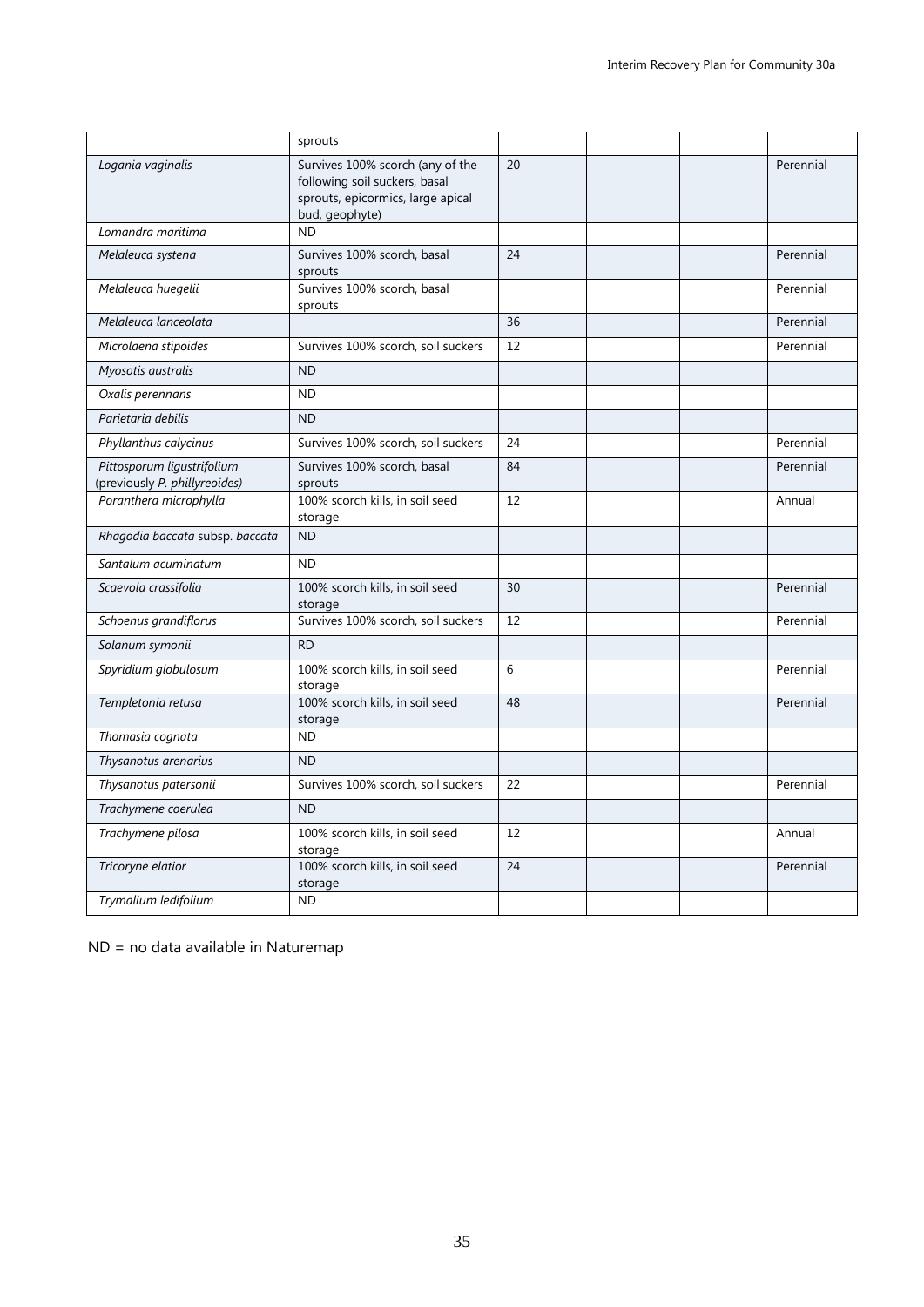| | sprouts | | | | |
|---|---|---|---|---|---|
| *Logania vaginalis* | Survives 100% scorch (any of the following soil suckers, basal sprouts, epicormics, large apical bud, geophyte) | 20 | | | Perennial |
| *Lomandra maritima* | ND | | | | |
| *Melaleuca systena* | Survives 100% scorch, basal sprouts | 24 | | | Perennial |
| *Melaleuca huegelii* | Survives 100% scorch, basal sprouts | | | | Perennial |
| *Melaleuca lanceolata* | | 36 | | | Perennial |
| *Microlaena stipoides* | Survives 100% scorch, soil suckers | 12 | | | Perennial |
| *Myosotis australis* | ND | | | | |
| *Oxalis perennans* | ND | | | | |
| *Parietaria debilis* | ND | | | | |
| *Phyllanthus calycinus* | Survives 100% scorch, soil suckers | 24 | | | Perennial |
| *Pittosporum ligustrifolium* (previously *P. phillyreoides*) | Survives 100% scorch, basal sprouts | 84 | | | Perennial |
| *Poranthera microphylla* | 100% scorch kills, in soil seed storage | 12 | | | Annual |
| *Rhagodia baccata* subsp. *baccata* | ND | | | | |
| *Santalum acuminatum* | ND | | | | |
| *Scaevola crassifolia* | 100% scorch kills, in soil seed storage | 30 | | | Perennial |
| *Schoenus grandiflorus* | Survives 100% scorch, soil suckers | 12 | | | Perennial |
| *Solanum symonii* | RD | | | | |
| *Spyridium globulosum* | 100% scorch kills, in soil seed storage | 6 | | | Perennial |
| *Templetonia retusa* | 100% scorch kills, in soil seed storage | 48 | | | Perennial |
| *Thomasia cognata* | ND | | | | |
| *Thysanotus arenarius* | ND | | | | |
| *Thysanotus patersonii* | Survives 100% scorch, soil suckers | 22 | | | Perennial |
| *Trachymene coerulea* | ND | | | | |
| *Trachymene pilosa* | 100% scorch kills, in soil seed storage | 12 | | | Annual |
| *Tricoryne elatior* | 100% scorch kills, in soil seed storage | 24 | | | Perennial |
| *Trymalium ledifolium* | ND | | | | |

ND = no data available in Naturemap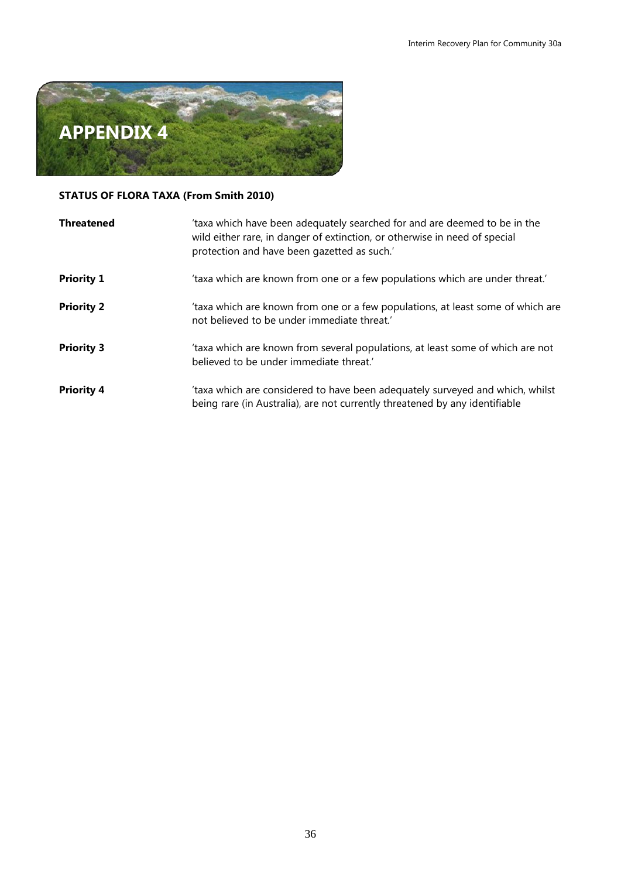# APPENDIX 4

**STATUS OF FLORA TAXA (From Smith 2010)**

**Threatened** — 'taxa which have been adequately searched for and are deemed to be in the wild either rare, in danger of extinction, or otherwise in need of special protection and have been gazetted as such.'

**Priority 1** — 'taxa which are known from one or a few populations which are under threat.'

**Priority 2** — 'taxa which are known from one or a few populations, at least some of which are not believed to be under immediate threat.'

**Priority 3** — 'taxa which are known from several populations, at least some of which are not believed to be under immediate threat.'

**Priority 4** — 'taxa which are considered to have been adequately surveyed and which, whilst being rare (in Australia), are not currently threatened by any identifiable